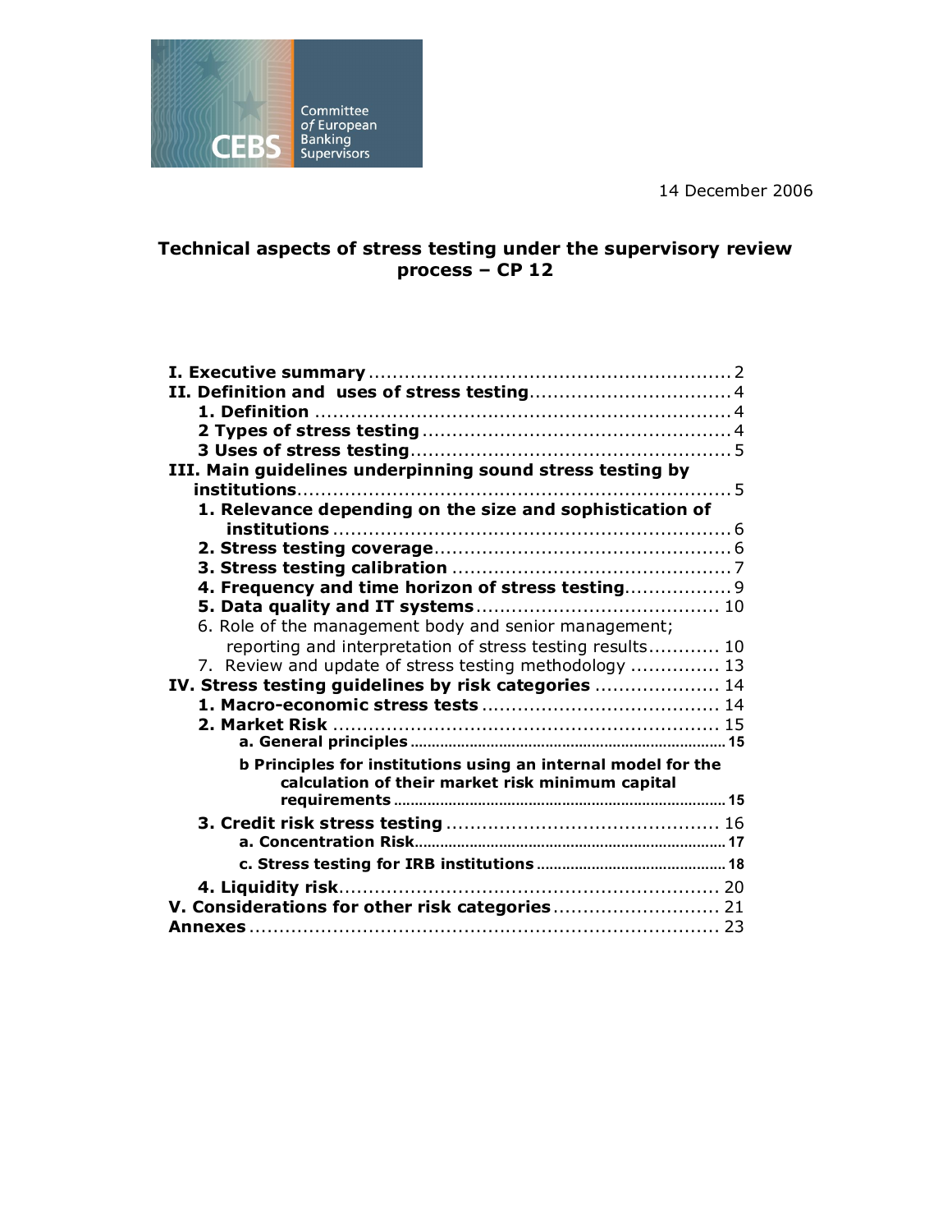Committee of European Banking Supervisors

14 December 2006

# Technical aspects of stress testing under the supervisory review process – CP 12

**I. Executive summary** ............................................................ 2
**II. Definition and uses of stress testing** ................................. 4
  **1. Definition** ...................................................................... 4
  **2 Types of stress testing** ................................................... 4
  **3 Uses of stress testing** ..................................................... 5
**III. Main guidelines underpinning sound stress testing by institutions** ......................................................................... 5
  **1. Relevance depending on the size and sophistication of institutions** .................................................................. 6
  **2. Stress testing coverage** ................................................. 6
  **3. Stress testing calibration** .............................................. 7
  **4. Frequency and time horizon of stress testing** ................. 9
  **5. Data quality and IT systems** ........................................ 10
  6. Role of the management body and senior management; reporting and interpretation of stress testing results ........... 10
  7. Review and update of stress testing methodology .............. 13
**IV. Stress testing guidelines by risk categories** .................... 14
  **1. Macro-economic stress tests** ....................................... 14
  **2. Market Risk** ................................................................ 15
    **a. General principles** ........................................................ 15
    **b Principles for institutions using an internal model for the calculation of their market risk minimum capital requirements** ............................................................................ 15
  **3. Credit risk stress testing** ............................................ 16
    **a. Concentration Risk** ....................................................... 17
    **c. Stress testing for IRB institutions** .................................. 18
  **4. Liquidity risk** ............................................................... 20
**V. Considerations for other risk categories** ........................... 21
**Annexes** .............................................................................. 23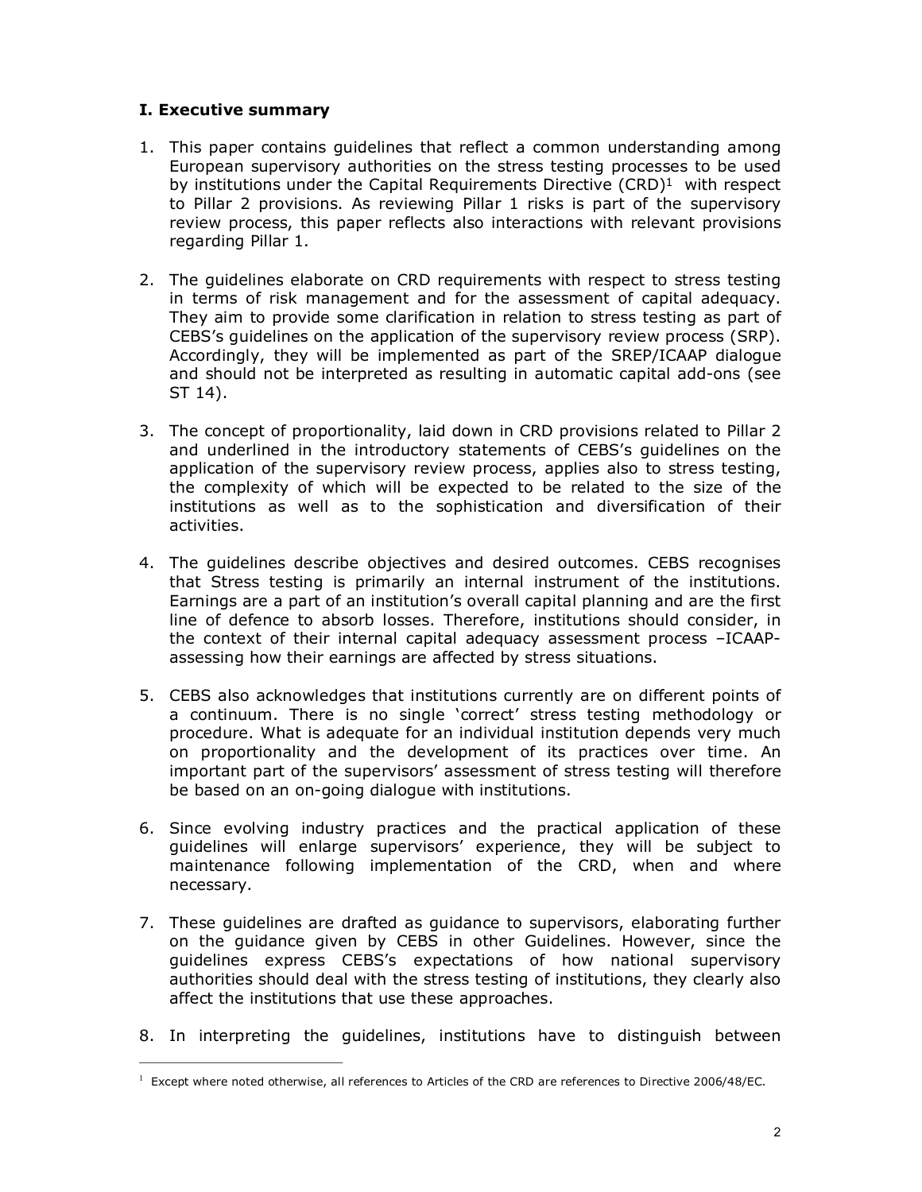## I. Executive summary

1. This paper contains guidelines that reflect a common understanding among European supervisory authorities on the stress testing processes to be used by institutions under the Capital Requirements Directive (CRD)[1] with respect to Pillar 2 provisions. As reviewing Pillar 1 risks is part of the supervisory review process, this paper reflects also interactions with relevant provisions regarding Pillar 1.

2. The guidelines elaborate on CRD requirements with respect to stress testing in terms of risk management and for the assessment of capital adequacy. They aim to provide some clarification in relation to stress testing as part of CEBS's guidelines on the application of the supervisory review process (SRP). Accordingly, they will be implemented as part of the SREP/ICAAP dialogue and should not be interpreted as resulting in automatic capital add-ons (see ST 14).

3. The concept of proportionality, laid down in CRD provisions related to Pillar 2 and underlined in the introductory statements of CEBS's guidelines on the application of the supervisory review process, applies also to stress testing, the complexity of which will be expected to be related to the size of the institutions as well as to the sophistication and diversification of their activities.

4. The guidelines describe objectives and desired outcomes. CEBS recognises that Stress testing is primarily an internal instrument of the institutions. Earnings are a part of an institution's overall capital planning and are the first line of defence to absorb losses. Therefore, institutions should consider, in the context of their internal capital adequacy assessment process –ICAAP-assessing how their earnings are affected by stress situations.

5. CEBS also acknowledges that institutions currently are on different points of a continuum. There is no single 'correct' stress testing methodology or procedure. What is adequate for an individual institution depends very much on proportionality and the development of its practices over time. An important part of the supervisors' assessment of stress testing will therefore be based on an on-going dialogue with institutions.

6. Since evolving industry practices and the practical application of these guidelines will enlarge supervisors' experience, they will be subject to maintenance following implementation of the CRD, when and where necessary.

7. These guidelines are drafted as guidance to supervisors, elaborating further on the guidance given by CEBS in other Guidelines. However, since the guidelines express CEBS's expectations of how national supervisory authorities should deal with the stress testing of institutions, they clearly also affect the institutions that use these approaches.

8. In interpreting the guidelines, institutions have to distinguish between

---

[1] Except where noted otherwise, all references to Articles of the CRD are references to Directive 2006/48/EC.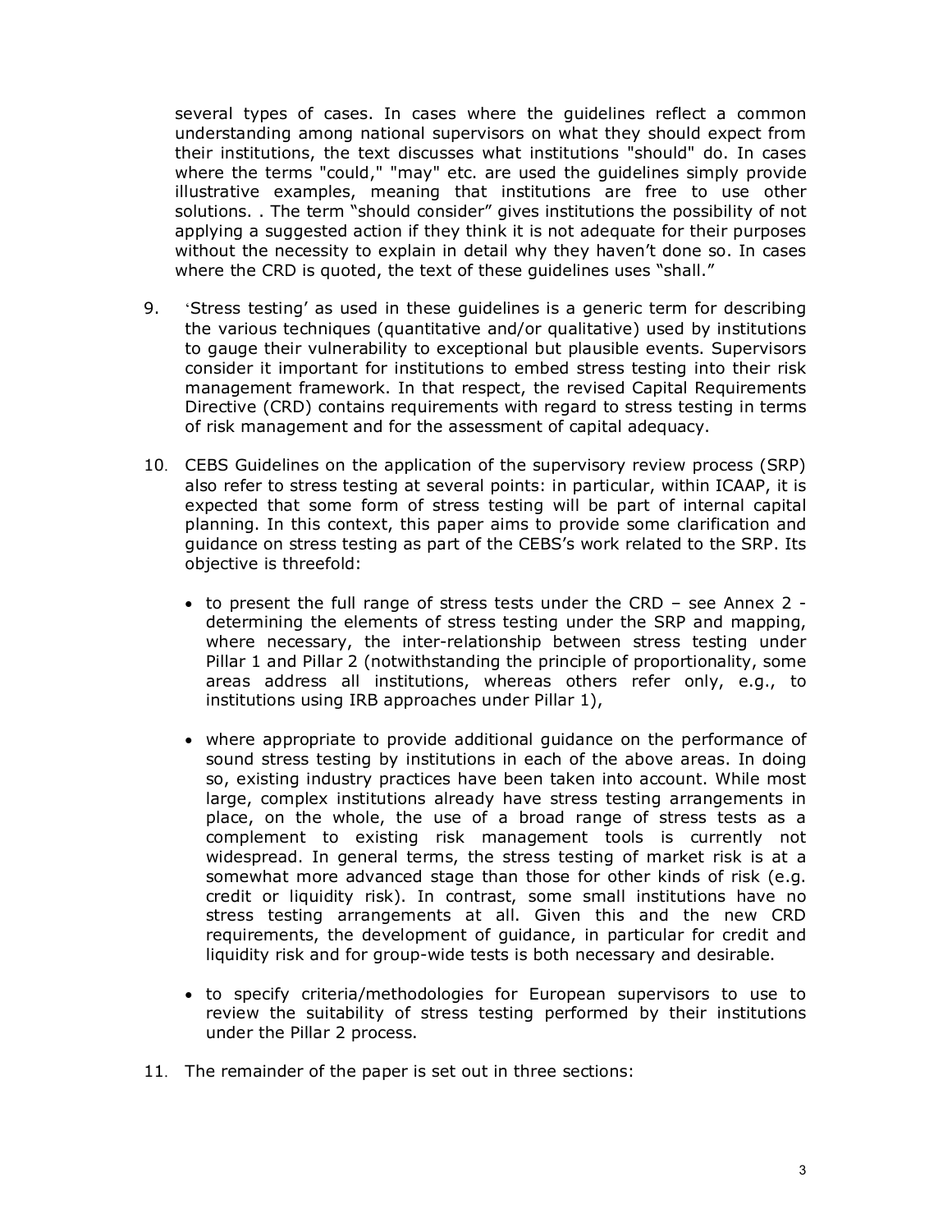several types of cases. In cases where the guidelines reflect a common understanding among national supervisors on what they should expect from their institutions, the text discusses what institutions "should" do. In cases where the terms "could," "may" etc. are used the guidelines simply provide illustrative examples, meaning that institutions are free to use other solutions. . The term "should consider" gives institutions the possibility of not applying a suggested action if they think it is not adequate for their purposes without the necessity to explain in detail why they haven't done so. In cases where the CRD is quoted, the text of these guidelines uses "shall."

9. 'Stress testing' as used in these guidelines is a generic term for describing the various techniques (quantitative and/or qualitative) used by institutions to gauge their vulnerability to exceptional but plausible events. Supervisors consider it important for institutions to embed stress testing into their risk management framework. In that respect, the revised Capital Requirements Directive (CRD) contains requirements with regard to stress testing in terms of risk management and for the assessment of capital adequacy.

10. CEBS Guidelines on the application of the supervisory review process (SRP) also refer to stress testing at several points: in particular, within ICAAP, it is expected that some form of stress testing will be part of internal capital planning. In this context, this paper aims to provide some clarification and guidance on stress testing as part of the CEBS's work related to the SRP. Its objective is threefold:

    - to present the full range of stress tests under the CRD – see Annex 2 - determining the elements of stress testing under the SRP and mapping, where necessary, the inter-relationship between stress testing under Pillar 1 and Pillar 2 (notwithstanding the principle of proportionality, some areas address all institutions, whereas others refer only, e.g., to institutions using IRB approaches under Pillar 1),

    - where appropriate to provide additional guidance on the performance of sound stress testing by institutions in each of the above areas. In doing so, existing industry practices have been taken into account. While most large, complex institutions already have stress testing arrangements in place, on the whole, the use of a broad range of stress tests as a complement to existing risk management tools is currently not widespread. In general terms, the stress testing of market risk is at a somewhat more advanced stage than those for other kinds of risk (e.g. credit or liquidity risk). In contrast, some small institutions have no stress testing arrangements at all. Given this and the new CRD requirements, the development of guidance, in particular for credit and liquidity risk and for group-wide tests is both necessary and desirable.

    - to specify criteria/methodologies for European supervisors to use to review the suitability of stress testing performed by their institutions under the Pillar 2 process.

11. The remainder of the paper is set out in three sections: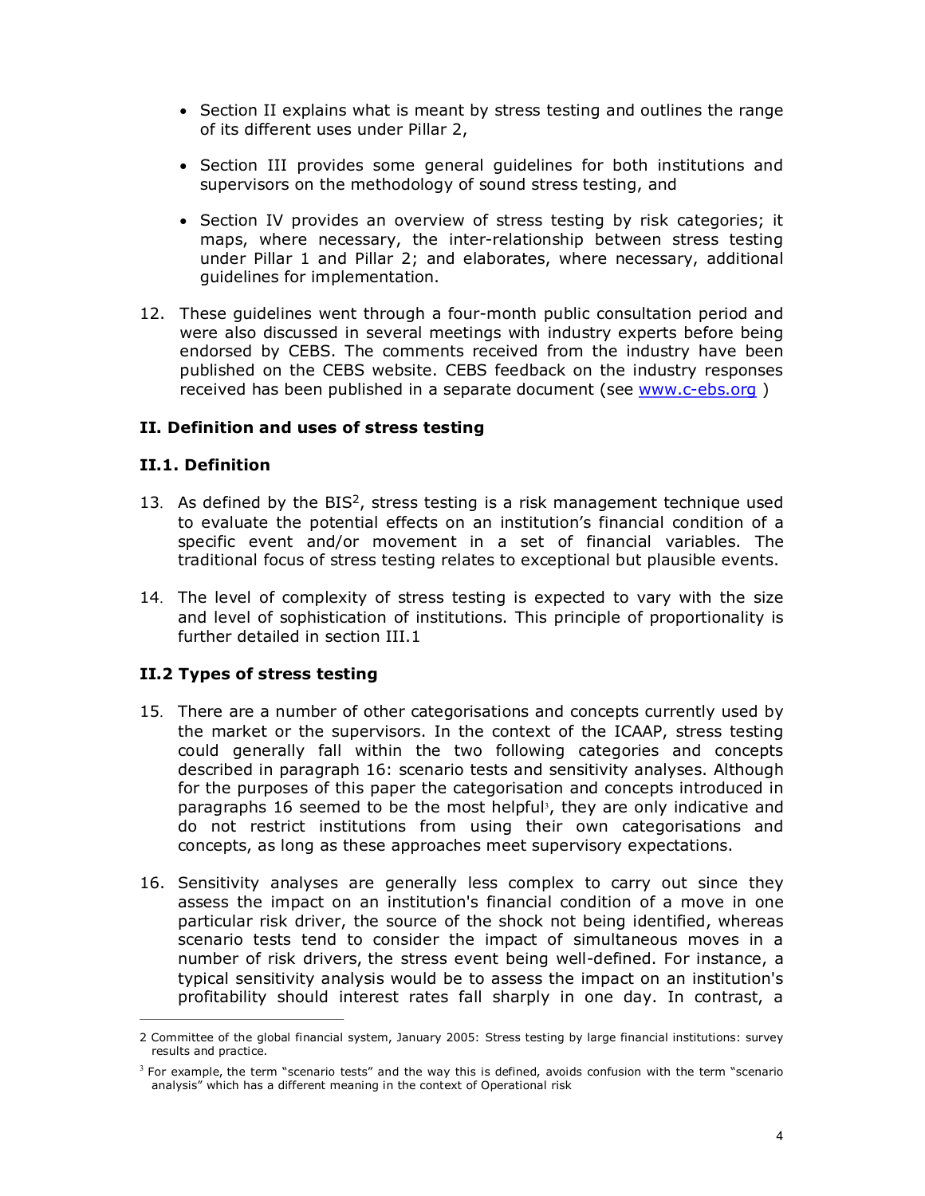- Section II explains what is meant by stress testing and outlines the range of its different uses under Pillar 2,

- Section III provides some general guidelines for both institutions and supervisors on the methodology of sound stress testing, and

- Section IV provides an overview of stress testing by risk categories; it maps, where necessary, the inter-relationship between stress testing under Pillar 1 and Pillar 2; and elaborates, where necessary, additional guidelines for implementation.

12. These guidelines went through a four-month public consultation period and were also discussed in several meetings with industry experts before being endorsed by CEBS. The comments received from the industry have been published on the CEBS website. CEBS feedback on the industry responses received has been published in a separate document (see www.c-ebs.org )

## II. Definition and uses of stress testing

### II.1. Definition

13. As defined by the BIS[2], stress testing is a risk management technique used to evaluate the potential effects on an institution's financial condition of a specific event and/or movement in a set of financial variables. The traditional focus of stress testing relates to exceptional but plausible events.

14. The level of complexity of stress testing is expected to vary with the size and level of sophistication of institutions. This principle of proportionality is further detailed in section III.1

### II.2 Types of stress testing

15. There are a number of other categorisations and concepts currently used by the market or the supervisors. In the context of the ICAAP, stress testing could generally fall within the two following categories and concepts described in paragraph 16: scenario tests and sensitivity analyses. Although for the purposes of this paper the categorisation and concepts introduced in paragraphs 16 seemed to be the most helpful[3], they are only indicative and do not restrict institutions from using their own categorisations and concepts, as long as these approaches meet supervisory expectations.

16. Sensitivity analyses are generally less complex to carry out since they assess the impact on an institution's financial condition of a move in one particular risk driver, the source of the shock not being identified, whereas scenario tests tend to consider the impact of simultaneous moves in a number of risk drivers, the stress event being well-defined. For instance, a typical sensitivity analysis would be to assess the impact on an institution's profitability should interest rates fall sharply in one day. In contrast, a

---

2 Committee of the global financial system, January 2005: Stress testing by large financial institutions: survey results and practice.

3 For example, the term "scenario tests" and the way this is defined, avoids confusion with the term "scenario analysis" which has a different meaning in the context of Operational risk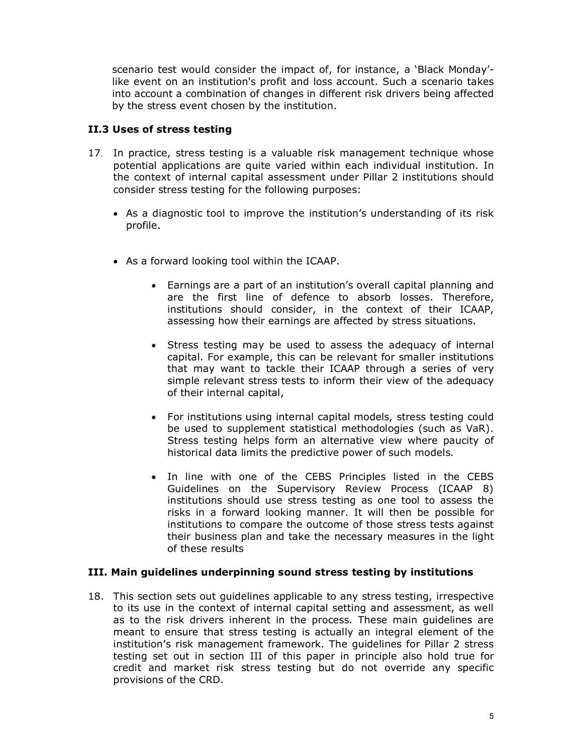scenario test would consider the impact of, for instance, a 'Black Monday'-like event on an institution's profit and loss account. Such a scenario takes into account a combination of changes in different risk drivers being affected by the stress event chosen by the institution.

### II.3 Uses of stress testing

17. In practice, stress testing is a valuable risk management technique whose potential applications are quite varied within each individual institution. In the context of internal capital assessment under Pillar 2 institutions should consider stress testing for the following purposes:

    - As a diagnostic tool to improve the institution's understanding of its risk profile.

    - As a forward looking tool within the ICAAP.

        - Earnings are a part of an institution's overall capital planning and are the first line of defence to absorb losses. Therefore, institutions should consider, in the context of their ICAAP, assessing how their earnings are affected by stress situations.

        - Stress testing may be used to assess the adequacy of internal capital. For example, this can be relevant for smaller institutions that may want to tackle their ICAAP through a series of very simple relevant stress tests to inform their view of the adequacy of their internal capital,

        - For institutions using internal capital models, stress testing could be used to supplement statistical methodologies (such as VaR). Stress testing helps form an alternative view where paucity of historical data limits the predictive power of such models.

        - In line with one of the CEBS Principles listed in the CEBS Guidelines on the Supervisory Review Process (ICAAP 8) institutions should use stress testing as one tool to assess the risks in a forward looking manner. It will then be possible for institutions to compare the outcome of those stress tests against their business plan and take the necessary measures in the light of these results

## III. Main guidelines underpinning sound stress testing by institutions

18. This section sets out guidelines applicable to any stress testing, irrespective to its use in the context of internal capital setting and assessment, as well as to the risk drivers inherent in the process. These main guidelines are meant to ensure that stress testing is actually an integral element of the institution's risk management framework. The guidelines for Pillar 2 stress testing set out in section III of this paper in principle also hold true for credit and market risk stress testing but do not override any specific provisions of the CRD.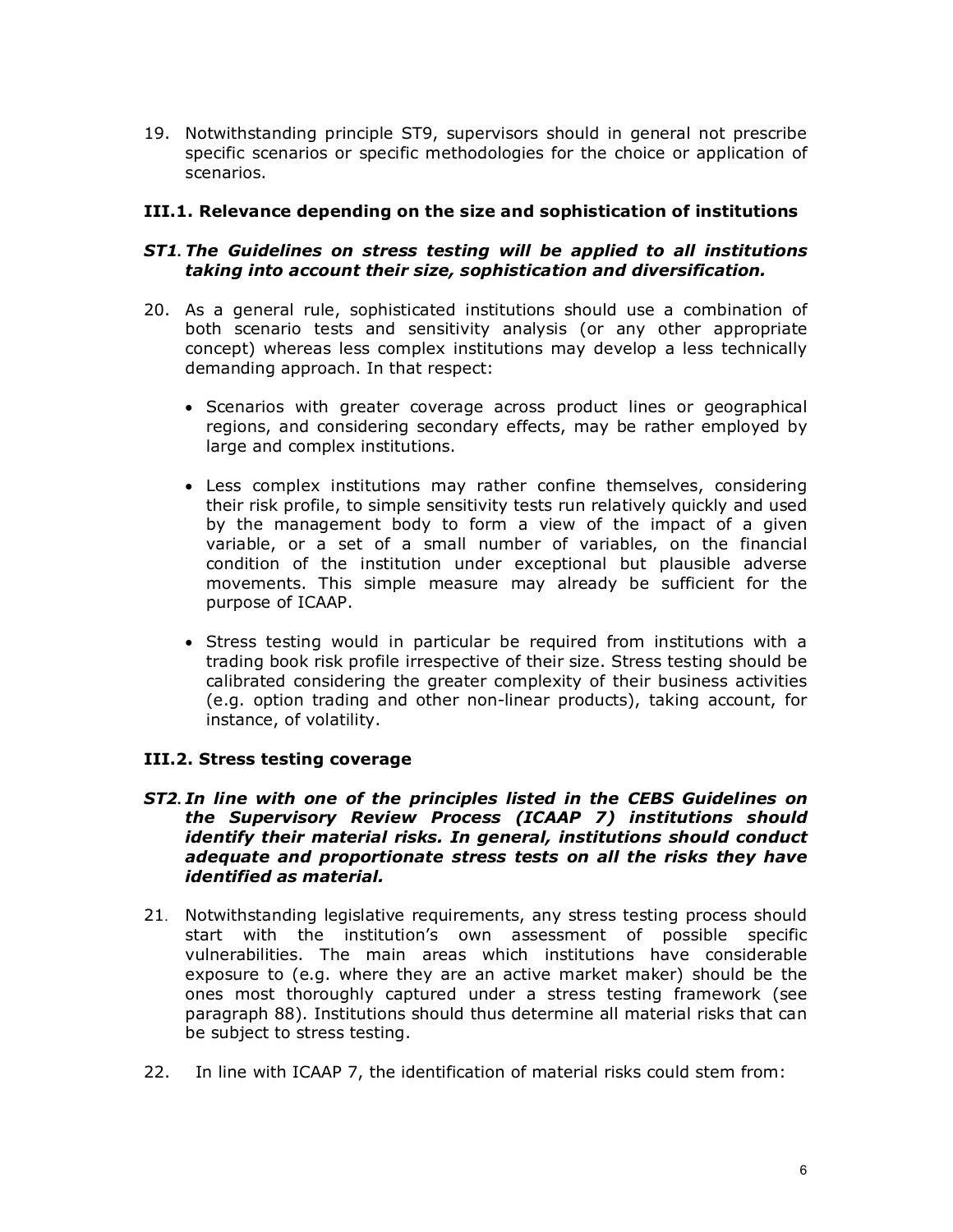19. Notwithstanding principle ST9, supervisors should in general not prescribe specific scenarios or specific methodologies for the choice or application of scenarios.

### III.1. Relevance depending on the size and sophistication of institutions

***ST1. The Guidelines on stress testing will be applied to all institutions taking into account their size, sophistication and diversification.***

20. As a general rule, sophisticated institutions should use a combination of both scenario tests and sensitivity analysis (or any other appropriate concept) whereas less complex institutions may develop a less technically demanding approach. In that respect:

    - Scenarios with greater coverage across product lines or geographical regions, and considering secondary effects, may be rather employed by large and complex institutions.

    - Less complex institutions may rather confine themselves, considering their risk profile, to simple sensitivity tests run relatively quickly and used by the management body to form a view of the impact of a given variable, or a set of a small number of variables, on the financial condition of the institution under exceptional but plausible adverse movements. This simple measure may already be sufficient for the purpose of ICAAP.

    - Stress testing would in particular be required from institutions with a trading book risk profile irrespective of their size. Stress testing should be calibrated considering the greater complexity of their business activities (e.g. option trading and other non-linear products), taking account, for instance, of volatility.

### III.2. Stress testing coverage

***ST2. In line with one of the principles listed in the CEBS Guidelines on the Supervisory Review Process (ICAAP 7) institutions should identify their material risks. In general, institutions should conduct adequate and proportionate stress tests on all the risks they have identified as material.***

21. Notwithstanding legislative requirements, any stress testing process should start with the institution's own assessment of possible specific vulnerabilities. The main areas which institutions have considerable exposure to (e.g. where they are an active market maker) should be the ones most thoroughly captured under a stress testing framework (see paragraph 88). Institutions should thus determine all material risks that can be subject to stress testing.

22. In line with ICAAP 7, the identification of material risks could stem from: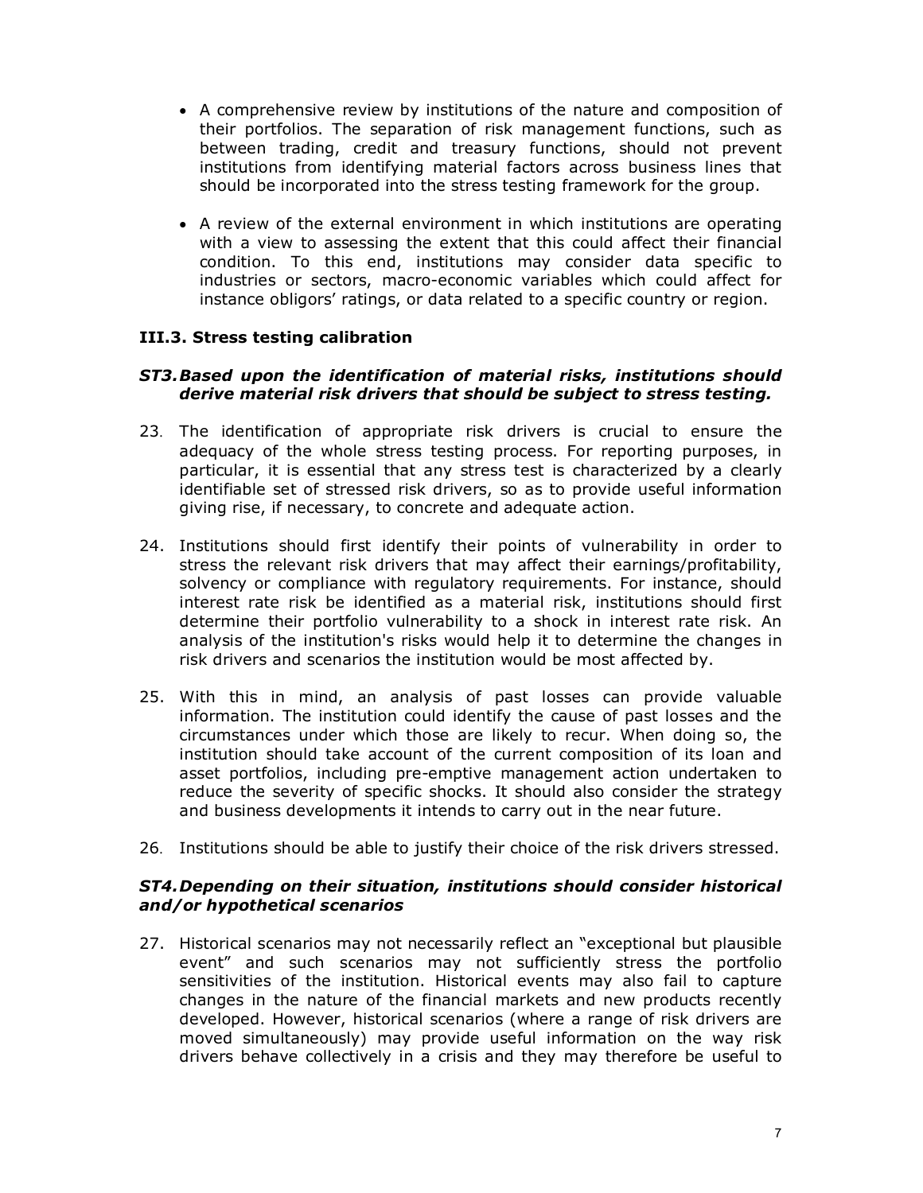- A comprehensive review by institutions of the nature and composition of their portfolios. The separation of risk management functions, such as between trading, credit and treasury functions, should not prevent institutions from identifying material factors across business lines that should be incorporated into the stress testing framework for the group.

- A review of the external environment in which institutions are operating with a view to assessing the extent that this could affect their financial condition. To this end, institutions may consider data specific to industries or sectors, macro-economic variables which could affect for instance obligors' ratings, or data related to a specific country or region.

### III.3. Stress testing calibration

***ST3. Based upon the identification of material risks, institutions should derive material risk drivers that should be subject to stress testing.***

23. The identification of appropriate risk drivers is crucial to ensure the adequacy of the whole stress testing process. For reporting purposes, in particular, it is essential that any stress test is characterized by a clearly identifiable set of stressed risk drivers, so as to provide useful information giving rise, if necessary, to concrete and adequate action.

24. Institutions should first identify their points of vulnerability in order to stress the relevant risk drivers that may affect their earnings/profitability, solvency or compliance with regulatory requirements. For instance, should interest rate risk be identified as a material risk, institutions should first determine their portfolio vulnerability to a shock in interest rate risk. An analysis of the institution's risks would help it to determine the changes in risk drivers and scenarios the institution would be most affected by.

25. With this in mind, an analysis of past losses can provide valuable information. The institution could identify the cause of past losses and the circumstances under which those are likely to recur. When doing so, the institution should take account of the current composition of its loan and asset portfolios, including pre-emptive management action undertaken to reduce the severity of specific shocks. It should also consider the strategy and business developments it intends to carry out in the near future.

26. Institutions should be able to justify their choice of the risk drivers stressed.

***ST4. Depending on their situation, institutions should consider historical and/or hypothetical scenarios***

27. Historical scenarios may not necessarily reflect an "exceptional but plausible event" and such scenarios may not sufficiently stress the portfolio sensitivities of the institution. Historical events may also fail to capture changes in the nature of the financial markets and new products recently developed. However, historical scenarios (where a range of risk drivers are moved simultaneously) may provide useful information on the way risk drivers behave collectively in a crisis and they may therefore be useful to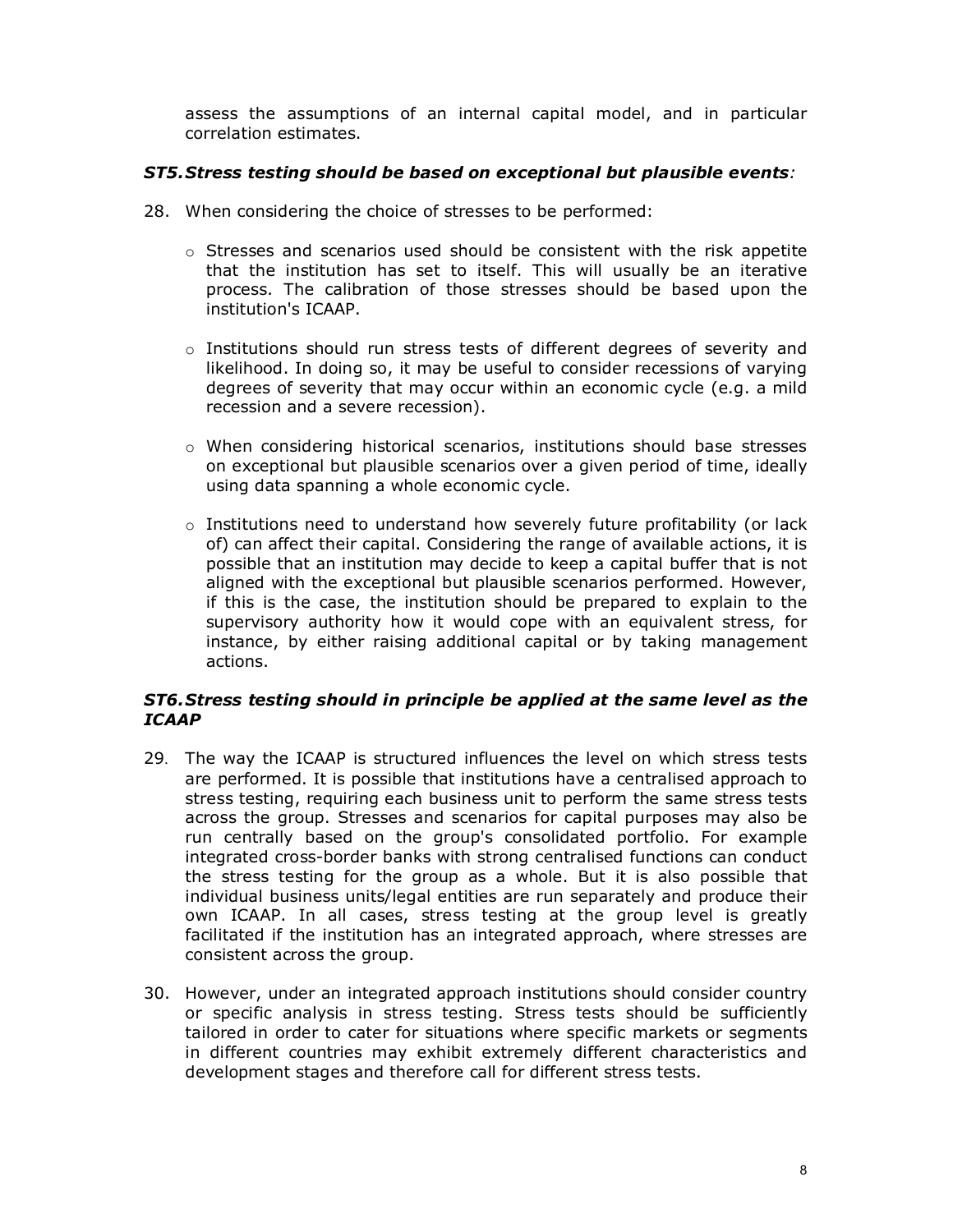assess the assumptions of an internal capital model, and in particular correlation estimates.

### *ST5. Stress testing should be based on exceptional but plausible events:*

28. When considering the choice of stresses to be performed:

    - Stresses and scenarios used should be consistent with the risk appetite that the institution has set to itself. This will usually be an iterative process. The calibration of those stresses should be based upon the institution's ICAAP.

    - Institutions should run stress tests of different degrees of severity and likelihood. In doing so, it may be useful to consider recessions of varying degrees of severity that may occur within an economic cycle (e.g. a mild recession and a severe recession).

    - When considering historical scenarios, institutions should base stresses on exceptional but plausible scenarios over a given period of time, ideally using data spanning a whole economic cycle.

    - Institutions need to understand how severely future profitability (or lack of) can affect their capital. Considering the range of available actions, it is possible that an institution may decide to keep a capital buffer that is not aligned with the exceptional but plausible scenarios performed. However, if this is the case, the institution should be prepared to explain to the supervisory authority how it would cope with an equivalent stress, for instance, by either raising additional capital or by taking management actions.

### *ST6. Stress testing should in principle be applied at the same level as the ICAAP*

29. The way the ICAAP is structured influences the level on which stress tests are performed. It is possible that institutions have a centralised approach to stress testing, requiring each business unit to perform the same stress tests across the group. Stresses and scenarios for capital purposes may also be run centrally based on the group's consolidated portfolio. For example integrated cross-border banks with strong centralised functions can conduct the stress testing for the group as a whole. But it is also possible that individual business units/legal entities are run separately and produce their own ICAAP. In all cases, stress testing at the group level is greatly facilitated if the institution has an integrated approach, where stresses are consistent across the group.

30. However, under an integrated approach institutions should consider country or specific analysis in stress testing. Stress tests should be sufficiently tailored in order to cater for situations where specific markets or segments in different countries may exhibit extremely different characteristics and development stages and therefore call for different stress tests.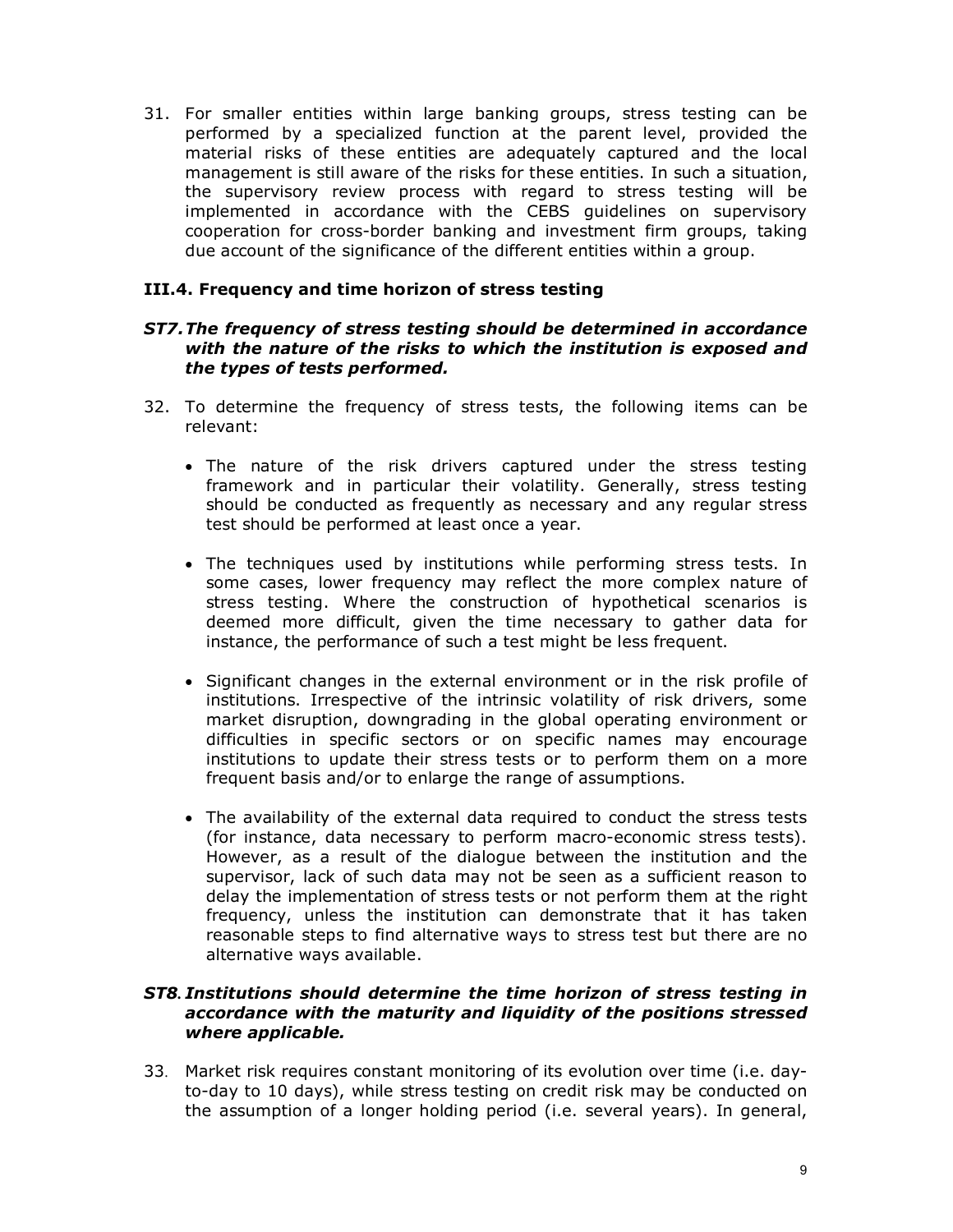31. For smaller entities within large banking groups, stress testing can be performed by a specialized function at the parent level, provided the material risks of these entities are adequately captured and the local management is still aware of the risks for these entities. In such a situation, the supervisory review process with regard to stress testing will be implemented in accordance with the CEBS guidelines on supervisory cooperation for cross-border banking and investment firm groups, taking due account of the significance of the different entities within a group.

### III.4. Frequency and time horizon of stress testing

***ST7. The frequency of stress testing should be determined in accordance with the nature of the risks to which the institution is exposed and the types of tests performed.***

32. To determine the frequency of stress tests, the following items can be relevant:

    - The nature of the risk drivers captured under the stress testing framework and in particular their volatility. Generally, stress testing should be conducted as frequently as necessary and any regular stress test should be performed at least once a year.

    - The techniques used by institutions while performing stress tests. In some cases, lower frequency may reflect the more complex nature of stress testing. Where the construction of hypothetical scenarios is deemed more difficult, given the time necessary to gather data for instance, the performance of such a test might be less frequent.

    - Significant changes in the external environment or in the risk profile of institutions. Irrespective of the intrinsic volatility of risk drivers, some market disruption, downgrading in the global operating environment or difficulties in specific sectors or on specific names may encourage institutions to update their stress tests or to perform them on a more frequent basis and/or to enlarge the range of assumptions.

    - The availability of the external data required to conduct the stress tests (for instance, data necessary to perform macro-economic stress tests). However, as a result of the dialogue between the institution and the supervisor, lack of such data may not be seen as a sufficient reason to delay the implementation of stress tests or not perform them at the right frequency, unless the institution can demonstrate that it has taken reasonable steps to find alternative ways to stress test but there are no alternative ways available.

***ST8. Institutions should determine the time horizon of stress testing in accordance with the maturity and liquidity of the positions stressed where applicable.***

33. Market risk requires constant monitoring of its evolution over time (i.e. day-to-day to 10 days), while stress testing on credit risk may be conducted on the assumption of a longer holding period (i.e. several years). In general,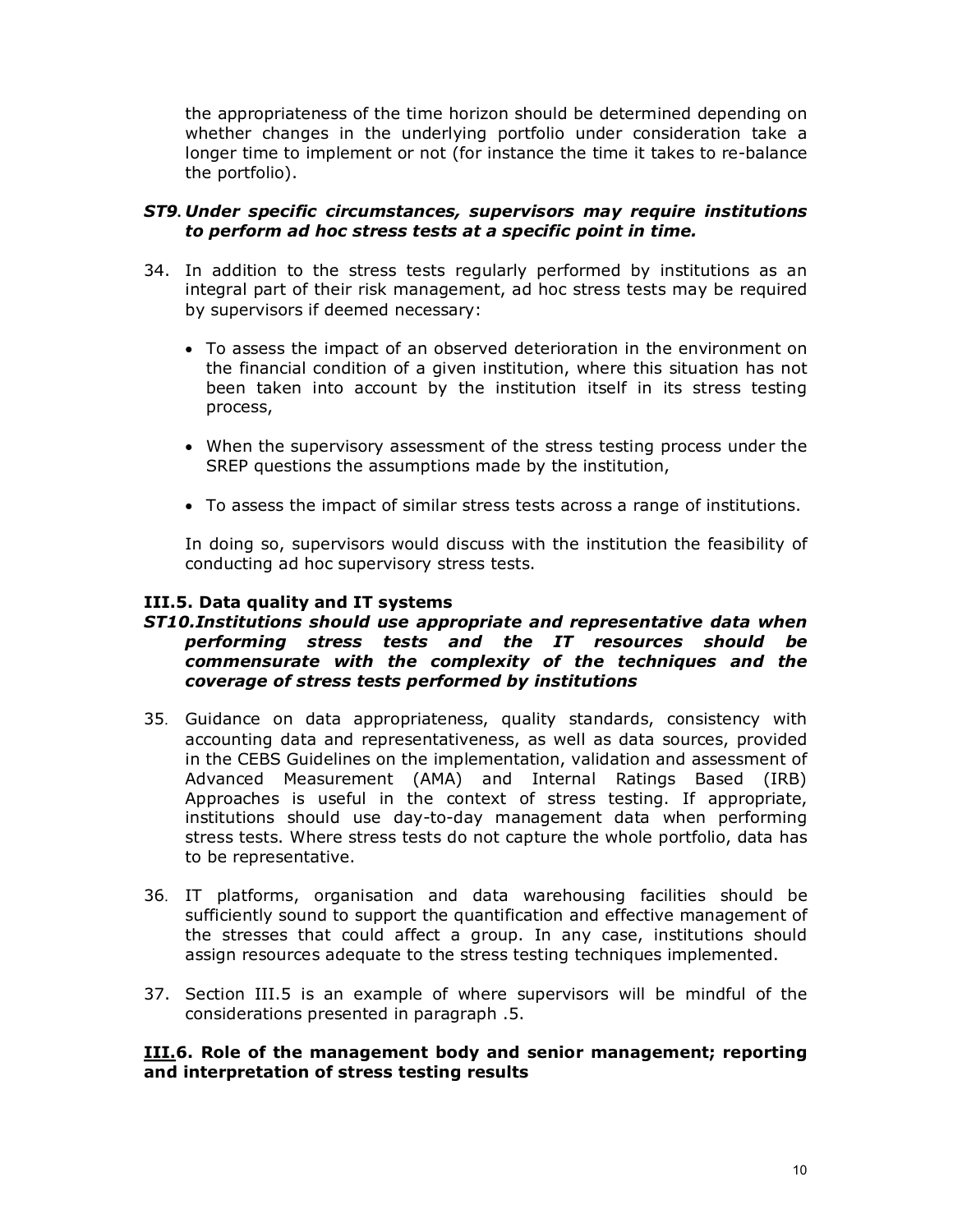the appropriateness of the time horizon should be determined depending on whether changes in the underlying portfolio under consideration take a longer time to implement or not (for instance the time it takes to re-balance the portfolio).

***ST9. Under specific circumstances, supervisors may require institutions to perform ad hoc stress tests at a specific point in time.***

34. In addition to the stress tests regularly performed by institutions as an integral part of their risk management, ad hoc stress tests may be required by supervisors if deemed necessary:

    - To assess the impact of an observed deterioration in the environment on the financial condition of a given institution, where this situation has not been taken into account by the institution itself in its stress testing process,

    - When the supervisory assessment of the stress testing process under the SREP questions the assumptions made by the institution,

    - To assess the impact of similar stress tests across a range of institutions.

    In doing so, supervisors would discuss with the institution the feasibility of conducting ad hoc supervisory stress tests.

### III.5. Data quality and IT systems

***ST10. Institutions should use appropriate and representative data when performing stress tests and the IT resources should be commensurate with the complexity of the techniques and the coverage of stress tests performed by institutions***

35. Guidance on data appropriateness, quality standards, consistency with accounting data and representativeness, as well as data sources, provided in the CEBS Guidelines on the implementation, validation and assessment of Advanced Measurement (AMA) and Internal Ratings Based (IRB) Approaches is useful in the context of stress testing. If appropriate, institutions should use day-to-day management data when performing stress tests. Where stress tests do not capture the whole portfolio, data has to be representative.

36. IT platforms, organisation and data warehousing facilities should be sufficiently sound to support the quantification and effective management of the stresses that could affect a group. In any case, institutions should assign resources adequate to the stress testing techniques implemented.

37. Section III.5 is an example of where supervisors will be mindful of the considerations presented in paragraph .5.

### III.6. Role of the management body and senior management; reporting and interpretation of stress testing results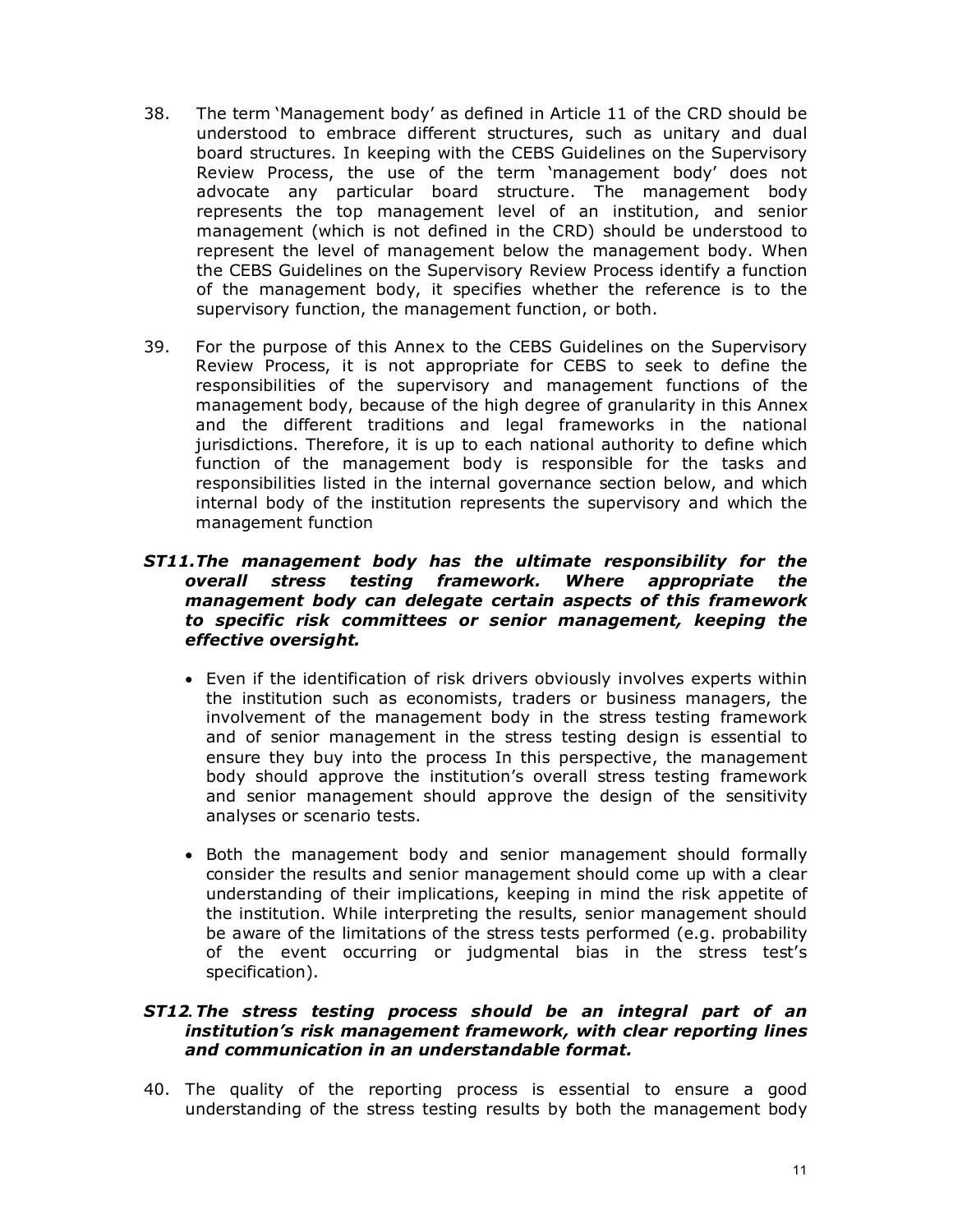38. The term 'Management body' as defined in Article 11 of the CRD should be understood to embrace different structures, such as unitary and dual board structures. In keeping with the CEBS Guidelines on the Supervisory Review Process, the use of the term 'management body' does not advocate any particular board structure. The management body represents the top management level of an institution, and senior management (which is not defined in the CRD) should be understood to represent the level of management below the management body. When the CEBS Guidelines on the Supervisory Review Process identify a function of the management body, it specifies whether the reference is to the supervisory function, the management function, or both.

39. For the purpose of this Annex to the CEBS Guidelines on the Supervisory Review Process, it is not appropriate for CEBS to seek to define the responsibilities of the supervisory and management functions of the management body, because of the high degree of granularity in this Annex and the different traditions and legal frameworks in the national jurisdictions. Therefore, it is up to each national authority to define which function of the management body is responsible for the tasks and responsibilities listed in the internal governance section below, and which internal body of the institution represents the supervisory and which the management function

***ST11.The management body has the ultimate responsibility for the overall stress testing framework. Where appropriate the management body can delegate certain aspects of this framework to specific risk committees or senior management, keeping the effective oversight.***

- Even if the identification of risk drivers obviously involves experts within the institution such as economists, traders or business managers, the involvement of the management body in the stress testing framework and of senior management in the stress testing design is essential to ensure they buy into the process In this perspective, the management body should approve the institution's overall stress testing framework and senior management should approve the design of the sensitivity analyses or scenario tests.

- Both the management body and senior management should formally consider the results and senior management should come up with a clear understanding of their implications, keeping in mind the risk appetite of the institution. While interpreting the results, senior management should be aware of the limitations of the stress tests performed (e.g. probability of the event occurring or judgmental bias in the stress test's specification).

***ST12. The stress testing process should be an integral part of an institution's risk management framework, with clear reporting lines and communication in an understandable format.***

40. The quality of the reporting process is essential to ensure a good understanding of the stress testing results by both the management body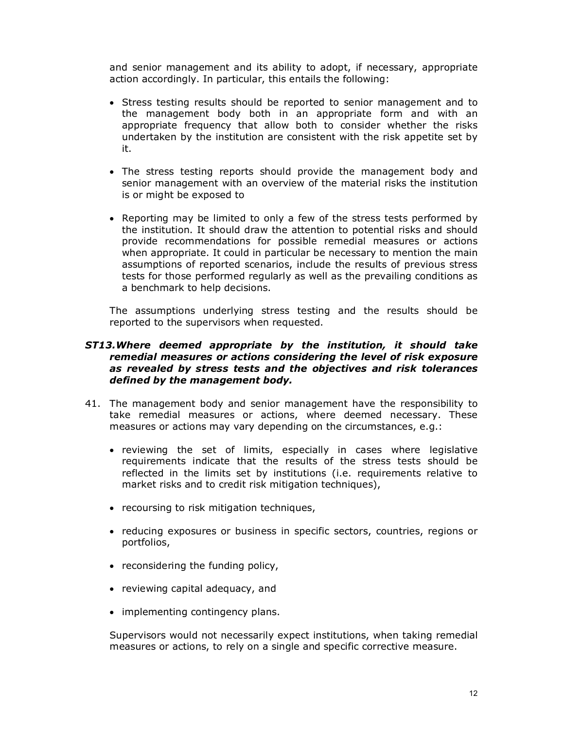and senior management and its ability to adopt, if necessary, appropriate action accordingly. In particular, this entails the following:

- Stress testing results should be reported to senior management and to the management body both in an appropriate form and with an appropriate frequency that allow both to consider whether the risks undertaken by the institution are consistent with the risk appetite set by it.

- The stress testing reports should provide the management body and senior management with an overview of the material risks the institution is or might be exposed to

- Reporting may be limited to only a few of the stress tests performed by the institution. It should draw the attention to potential risks and should provide recommendations for possible remedial measures or actions when appropriate. It could in particular be necessary to mention the main assumptions of reported scenarios, include the results of previous stress tests for those performed regularly as well as the prevailing conditions as a benchmark to help decisions.

The assumptions underlying stress testing and the results should be reported to the supervisors when requested.

***ST13.Where deemed appropriate by the institution, it should take remedial measures or actions considering the level of risk exposure as revealed by stress tests and the objectives and risk tolerances defined by the management body.***

41. The management body and senior management have the responsibility to take remedial measures or actions, where deemed necessary. These measures or actions may vary depending on the circumstances, e.g.:

    - reviewing the set of limits, especially in cases where legislative requirements indicate that the results of the stress tests should be reflected in the limits set by institutions (i.e. requirements relative to market risks and to credit risk mitigation techniques),

    - recoursing to risk mitigation techniques,

    - reducing exposures or business in specific sectors, countries, regions or portfolios,

    - reconsidering the funding policy,

    - reviewing capital adequacy, and

    - implementing contingency plans.

    Supervisors would not necessarily expect institutions, when taking remedial measures or actions, to rely on a single and specific corrective measure.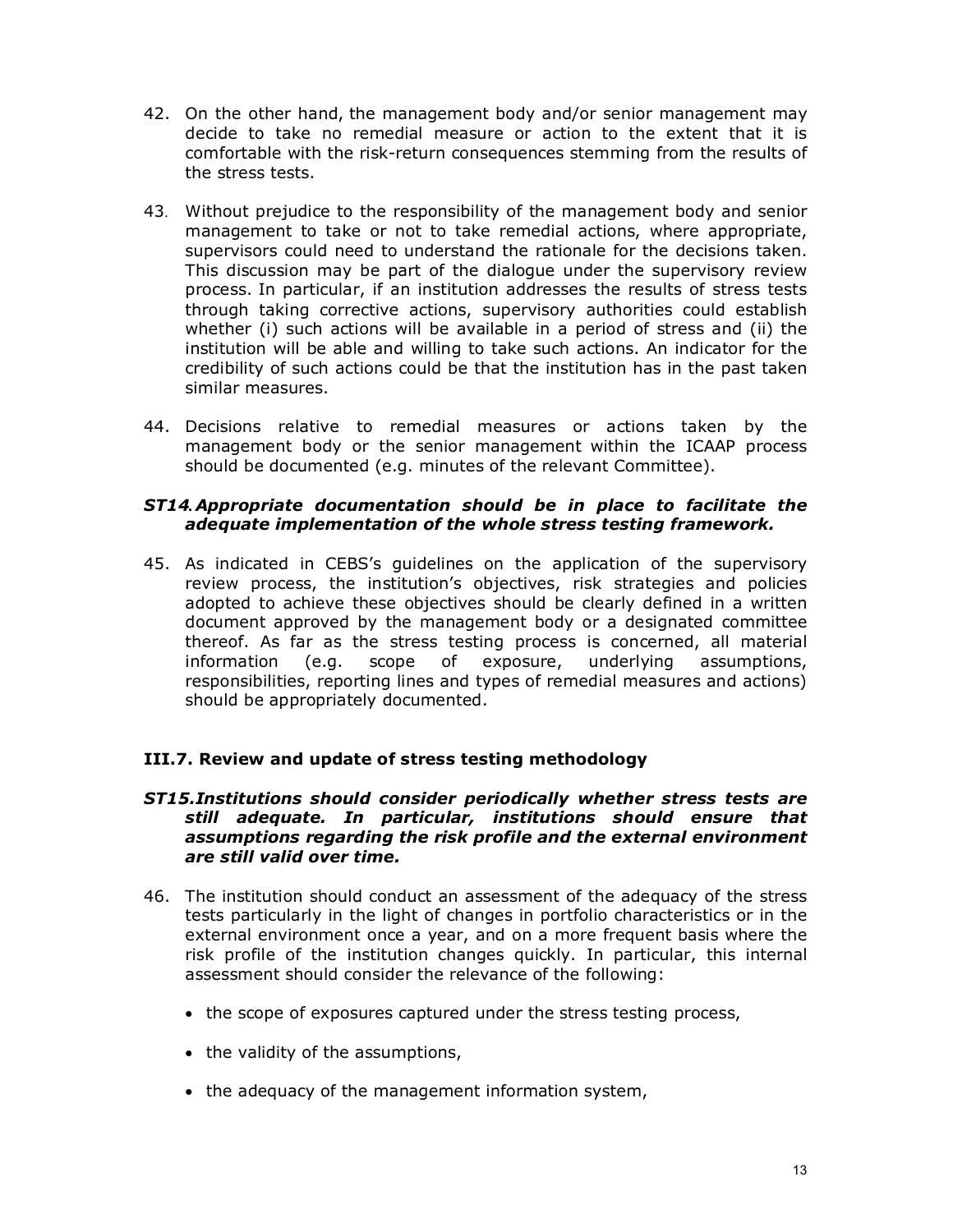42. On the other hand, the management body and/or senior management may decide to take no remedial measure or action to the extent that it is comfortable with the risk-return consequences stemming from the results of the stress tests.

43. Without prejudice to the responsibility of the management body and senior management to take or not to take remedial actions, where appropriate, supervisors could need to understand the rationale for the decisions taken. This discussion may be part of the dialogue under the supervisory review process. In particular, if an institution addresses the results of stress tests through taking corrective actions, supervisory authorities could establish whether (i) such actions will be available in a period of stress and (ii) the institution will be able and willing to take such actions. An indicator for the credibility of such actions could be that the institution has in the past taken similar measures.

44. Decisions relative to remedial measures or actions taken by the management body or the senior management within the ICAAP process should be documented (e.g. minutes of the relevant Committee).

***ST14. Appropriate documentation should be in place to facilitate the adequate implementation of the whole stress testing framework.***

45. As indicated in CEBS's guidelines on the application of the supervisory review process, the institution's objectives, risk strategies and policies adopted to achieve these objectives should be clearly defined in a written document approved by the management body or a designated committee thereof. As far as the stress testing process is concerned, all material information (e.g. scope of exposure, underlying assumptions, responsibilities, reporting lines and types of remedial measures and actions) should be appropriately documented.

### III.7. Review and update of stress testing methodology

***ST15. Institutions should consider periodically whether stress tests are still adequate. In particular, institutions should ensure that assumptions regarding the risk profile and the external environment are still valid over time.***

46. The institution should conduct an assessment of the adequacy of the stress tests particularly in the light of changes in portfolio characteristics or in the external environment once a year, and on a more frequent basis where the risk profile of the institution changes quickly. In particular, this internal assessment should consider the relevance of the following:

    - the scope of exposures captured under the stress testing process,
    - the validity of the assumptions,
    - the adequacy of the management information system,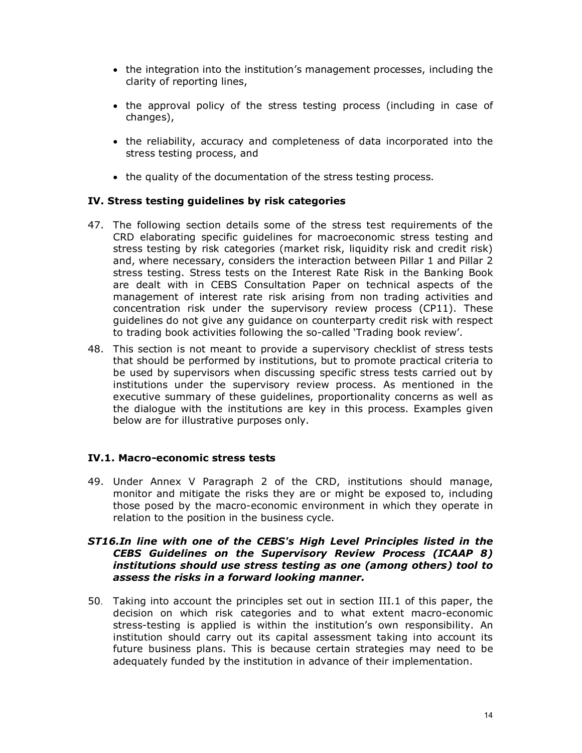- the integration into the institution's management processes, including the clarity of reporting lines,

- the approval policy of the stress testing process (including in case of changes),

- the reliability, accuracy and completeness of data incorporated into the stress testing process, and

- the quality of the documentation of the stress testing process.

## IV. Stress testing guidelines by risk categories

47. The following section details some of the stress test requirements of the CRD elaborating specific guidelines for macroeconomic stress testing and stress testing by risk categories (market risk, liquidity risk and credit risk) and, where necessary, considers the interaction between Pillar 1 and Pillar 2 stress testing. Stress tests on the Interest Rate Risk in the Banking Book are dealt with in CEBS Consultation Paper on technical aspects of the management of interest rate risk arising from non trading activities and concentration risk under the supervisory review process (CP11). These guidelines do not give any guidance on counterparty credit risk with respect to trading book activities following the so-called 'Trading book review'.

48. This section is not meant to provide a supervisory checklist of stress tests that should be performed by institutions, but to promote practical criteria to be used by supervisors when discussing specific stress tests carried out by institutions under the supervisory review process. As mentioned in the executive summary of these guidelines, proportionality concerns as well as the dialogue with the institutions are key in this process. Examples given below are for illustrative purposes only.

### IV.1. Macro-economic stress tests

49. Under Annex V Paragraph 2 of the CRD, institutions should manage, monitor and mitigate the risks they are or might be exposed to, including those posed by the macro-economic environment in which they operate in relation to the position in the business cycle.

***ST16.In line with one of the CEBS's High Level Principles listed in the CEBS Guidelines on the Supervisory Review Process (ICAAP 8) institutions should use stress testing as one (among others) tool to assess the risks in a forward looking manner.***

50. Taking into account the principles set out in section III.1 of this paper, the decision on which risk categories and to what extent macro-economic stress-testing is applied is within the institution's own responsibility. An institution should carry out its capital assessment taking into account its future business plans. This is because certain strategies may need to be adequately funded by the institution in advance of their implementation.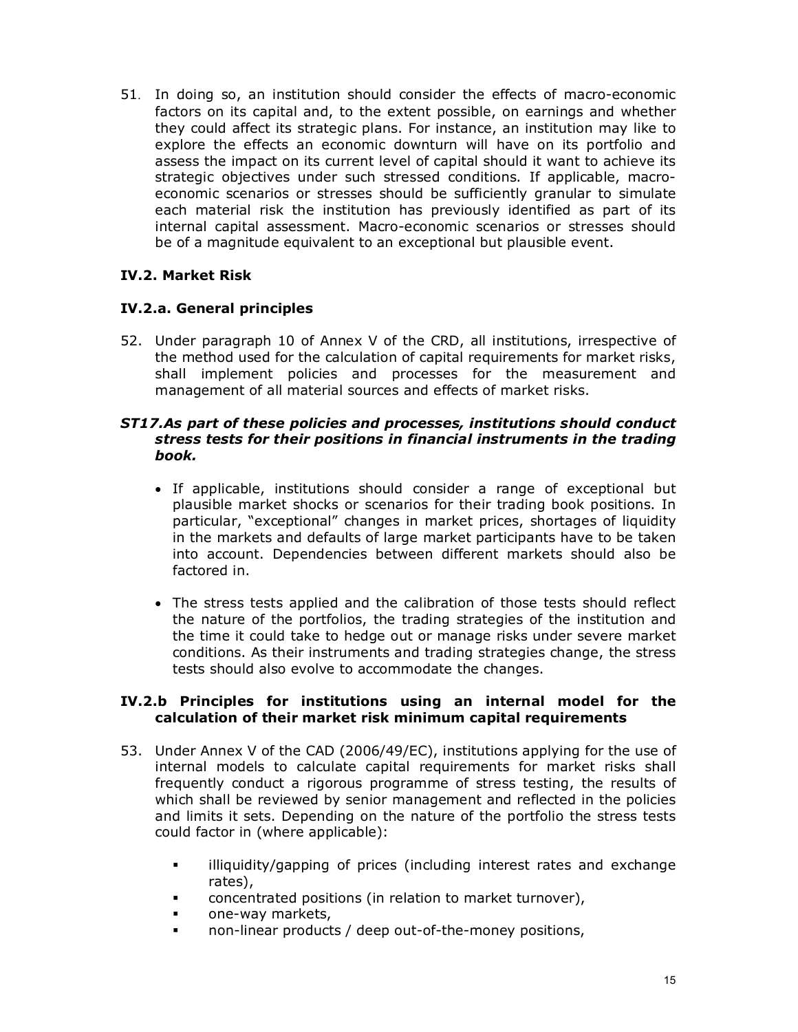51. In doing so, an institution should consider the effects of macro-economic factors on its capital and, to the extent possible, on earnings and whether they could affect its strategic plans. For instance, an institution may like to explore the effects an economic downturn will have on its portfolio and assess the impact on its current level of capital should it want to achieve its strategic objectives under such stressed conditions. If applicable, macro-economic scenarios or stresses should be sufficiently granular to simulate each material risk the institution has previously identified as part of its internal capital assessment. Macro-economic scenarios or stresses should be of a magnitude equivalent to an exceptional but plausible event.

### IV.2. Market Risk

### IV.2.a. General principles

52. Under paragraph 10 of Annex V of the CRD, all institutions, irrespective of the method used for the calculation of capital requirements for market risks, shall implement policies and processes for the measurement and management of all material sources and effects of market risks.

***ST17.As part of these policies and processes, institutions should conduct stress tests for their positions in financial instruments in the trading book.***

- If applicable, institutions should consider a range of exceptional but plausible market shocks or scenarios for their trading book positions. In particular, "exceptional" changes in market prices, shortages of liquidity in the markets and defaults of large market participants have to be taken into account. Dependencies between different markets should also be factored in.
- The stress tests applied and the calibration of those tests should reflect the nature of the portfolios, the trading strategies of the institution and the time it could take to hedge out or manage risks under severe market conditions. As their instruments and trading strategies change, the stress tests should also evolve to accommodate the changes.

### IV.2.b Principles for institutions using an internal model for the calculation of their market risk minimum capital requirements

53. Under Annex V of the CAD (2006/49/EC), institutions applying for the use of internal models to calculate capital requirements for market risks shall frequently conduct a rigorous programme of stress testing, the results of which shall be reviewed by senior management and reflected in the policies and limits it sets. Depending on the nature of the portfolio the stress tests could factor in (where applicable):

   - illiquidity/gapping of prices (including interest rates and exchange rates),
   - concentrated positions (in relation to market turnover),
   - one-way markets,
   - non-linear products / deep out-of-the-money positions,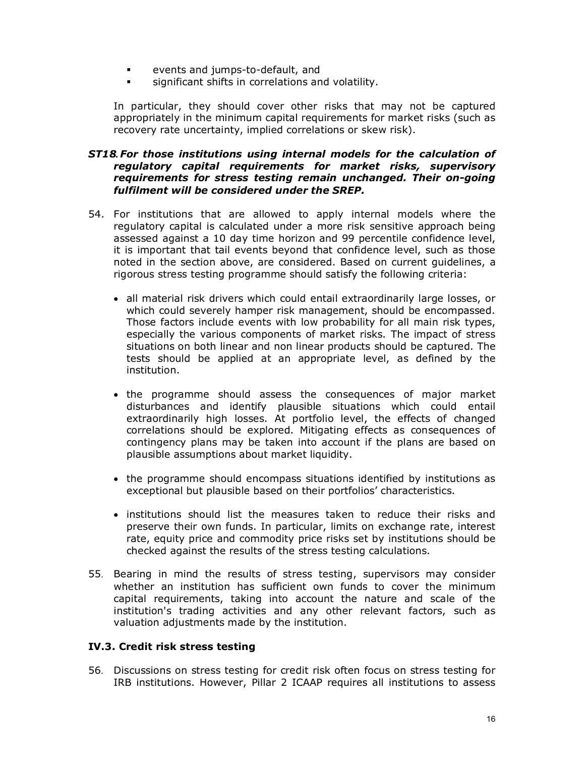- events and jumps-to-default, and
- significant shifts in correlations and volatility.

In particular, they should cover other risks that may not be captured appropriately in the minimum capital requirements for market risks (such as recovery rate uncertainty, implied correlations or skew risk).

***ST18. For those institutions using internal models for the calculation of regulatory capital requirements for market risks, supervisory requirements for stress testing remain unchanged. Their on-going fulfilment will be considered under the SREP.***

54. For institutions that are allowed to apply internal models where the regulatory capital is calculated under a more risk sensitive approach being assessed against a 10 day time horizon and 99 percentile confidence level, it is important that tail events beyond that confidence level, such as those noted in the section above, are considered. Based on current guidelines, a rigorous stress testing programme should satisfy the following criteria:

    - all material risk drivers which could entail extraordinarily large losses, or which could severely hamper risk management, should be encompassed. Those factors include events with low probability for all main risk types, especially the various components of market risks. The impact of stress situations on both linear and non linear products should be captured. The tests should be applied at an appropriate level, as defined by the institution.

    - the programme should assess the consequences of major market disturbances and identify plausible situations which could entail extraordinarily high losses. At portfolio level, the effects of changed correlations should be explored. Mitigating effects as consequences of contingency plans may be taken into account if the plans are based on plausible assumptions about market liquidity.

    - the programme should encompass situations identified by institutions as exceptional but plausible based on their portfolios' characteristics.

    - institutions should list the measures taken to reduce their risks and preserve their own funds. In particular, limits on exchange rate, interest rate, equity price and commodity price risks set by institutions should be checked against the results of the stress testing calculations.

55. Bearing in mind the results of stress testing, supervisors may consider whether an institution has sufficient own funds to cover the minimum capital requirements, taking into account the nature and scale of the institution's trading activities and any other relevant factors, such as valuation adjustments made by the institution.

### IV.3. Credit risk stress testing

56. Discussions on stress testing for credit risk often focus on stress testing for IRB institutions. However, Pillar 2 ICAAP requires all institutions to assess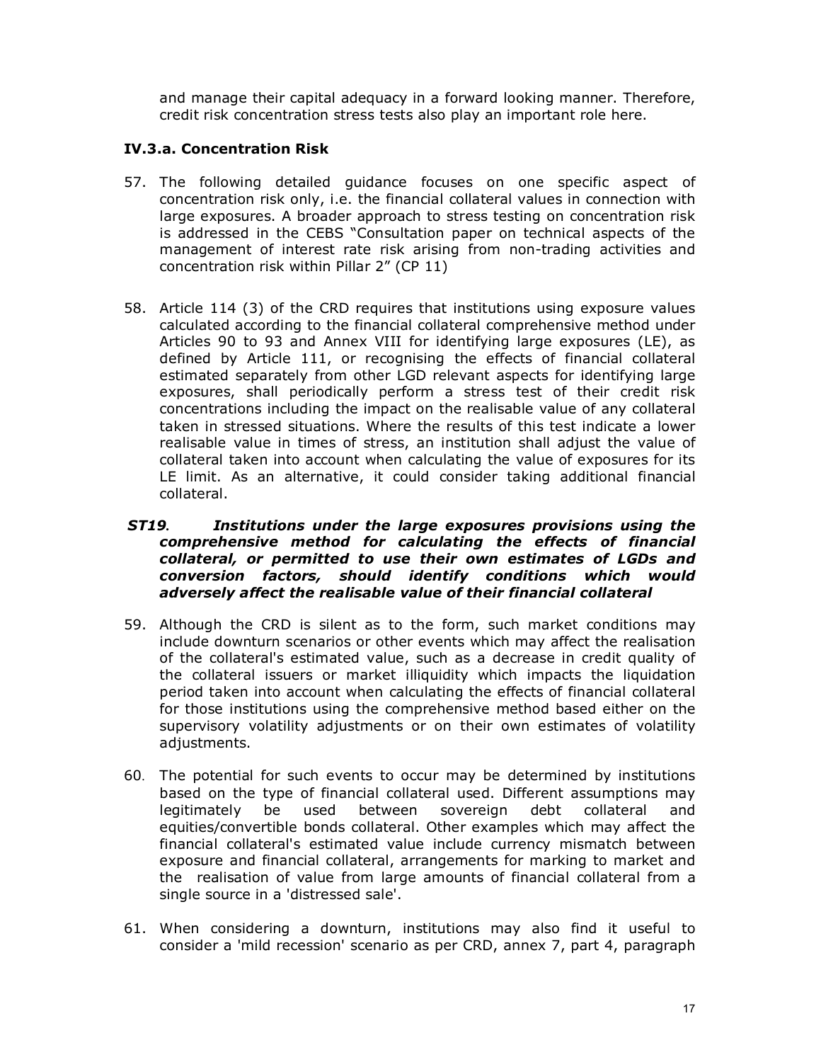and manage their capital adequacy in a forward looking manner. Therefore, credit risk concentration stress tests also play an important role here.

### IV.3.a. Concentration Risk

57. The following detailed guidance focuses on one specific aspect of concentration risk only, i.e. the financial collateral values in connection with large exposures. A broader approach to stress testing on concentration risk is addressed in the CEBS "Consultation paper on technical aspects of the management of interest rate risk arising from non-trading activities and concentration risk within Pillar 2" (CP 11)

58. Article 114 (3) of the CRD requires that institutions using exposure values calculated according to the financial collateral comprehensive method under Articles 90 to 93 and Annex VIII for identifying large exposures (LE), as defined by Article 111, or recognising the effects of financial collateral estimated separately from other LGD relevant aspects for identifying large exposures, shall periodically perform a stress test of their credit risk concentrations including the impact on the realisable value of any collateral taken in stressed situations. Where the results of this test indicate a lower realisable value in times of stress, an institution shall adjust the value of collateral taken into account when calculating the value of exposures for its LE limit. As an alternative, it could consider taking additional financial collateral.

***ST19. Institutions under the large exposures provisions using the comprehensive method for calculating the effects of financial collateral, or permitted to use their own estimates of LGDs and conversion factors, should identify conditions which would adversely affect the realisable value of their financial collateral***

59. Although the CRD is silent as to the form, such market conditions may include downturn scenarios or other events which may affect the realisation of the collateral's estimated value, such as a decrease in credit quality of the collateral issuers or market illiquidity which impacts the liquidation period taken into account when calculating the effects of financial collateral for those institutions using the comprehensive method based either on the supervisory volatility adjustments or on their own estimates of volatility adjustments.

60. The potential for such events to occur may be determined by institutions based on the type of financial collateral used. Different assumptions may legitimately be used between sovereign debt collateral and equities/convertible bonds collateral. Other examples which may affect the financial collateral's estimated value include currency mismatch between exposure and financial collateral, arrangements for marking to market and the realisation of value from large amounts of financial collateral from a single source in a 'distressed sale'.

61. When considering a downturn, institutions may also find it useful to consider a 'mild recession' scenario as per CRD, annex 7, part 4, paragraph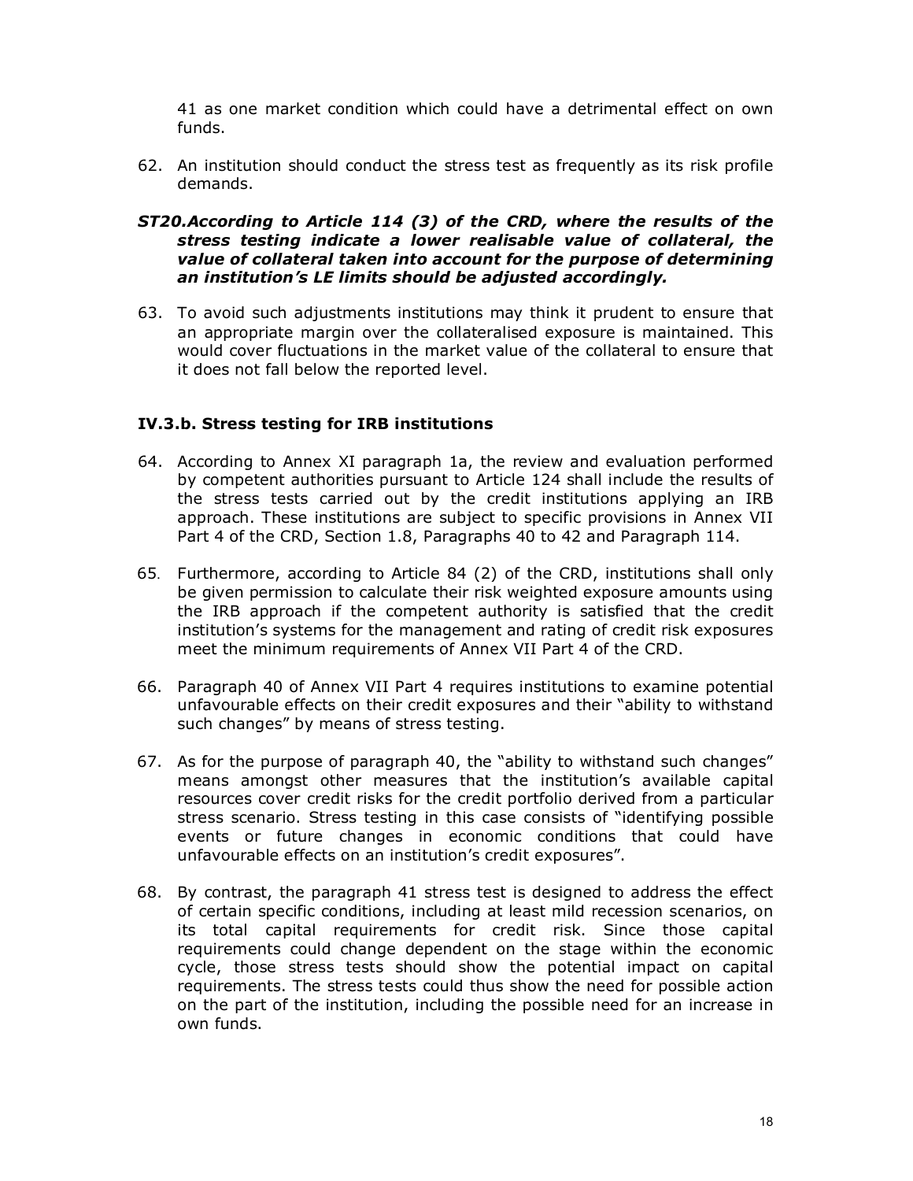41 as one market condition which could have a detrimental effect on own funds.

62. An institution should conduct the stress test as frequently as its risk profile demands.

***ST20.According to Article 114 (3) of the CRD, where the results of the stress testing indicate a lower realisable value of collateral, the value of collateral taken into account for the purpose of determining an institution's LE limits should be adjusted accordingly.***

63. To avoid such adjustments institutions may think it prudent to ensure that an appropriate margin over the collateralised exposure is maintained. This would cover fluctuations in the market value of the collateral to ensure that it does not fall below the reported level.

### IV.3.b. Stress testing for IRB institutions

64. According to Annex XI paragraph 1a, the review and evaluation performed by competent authorities pursuant to Article 124 shall include the results of the stress tests carried out by the credit institutions applying an IRB approach. These institutions are subject to specific provisions in Annex VII Part 4 of the CRD, Section 1.8, Paragraphs 40 to 42 and Paragraph 114.

65. Furthermore, according to Article 84 (2) of the CRD, institutions shall only be given permission to calculate their risk weighted exposure amounts using the IRB approach if the competent authority is satisfied that the credit institution's systems for the management and rating of credit risk exposures meet the minimum requirements of Annex VII Part 4 of the CRD.

66. Paragraph 40 of Annex VII Part 4 requires institutions to examine potential unfavourable effects on their credit exposures and their "ability to withstand such changes" by means of stress testing.

67. As for the purpose of paragraph 40, the "ability to withstand such changes" means amongst other measures that the institution's available capital resources cover credit risks for the credit portfolio derived from a particular stress scenario. Stress testing in this case consists of "identifying possible events or future changes in economic conditions that could have unfavourable effects on an institution's credit exposures".

68. By contrast, the paragraph 41 stress test is designed to address the effect of certain specific conditions, including at least mild recession scenarios, on its total capital requirements for credit risk. Since those capital requirements could change dependent on the stage within the economic cycle, those stress tests should show the potential impact on capital requirements. The stress tests could thus show the need for possible action on the part of the institution, including the possible need for an increase in own funds.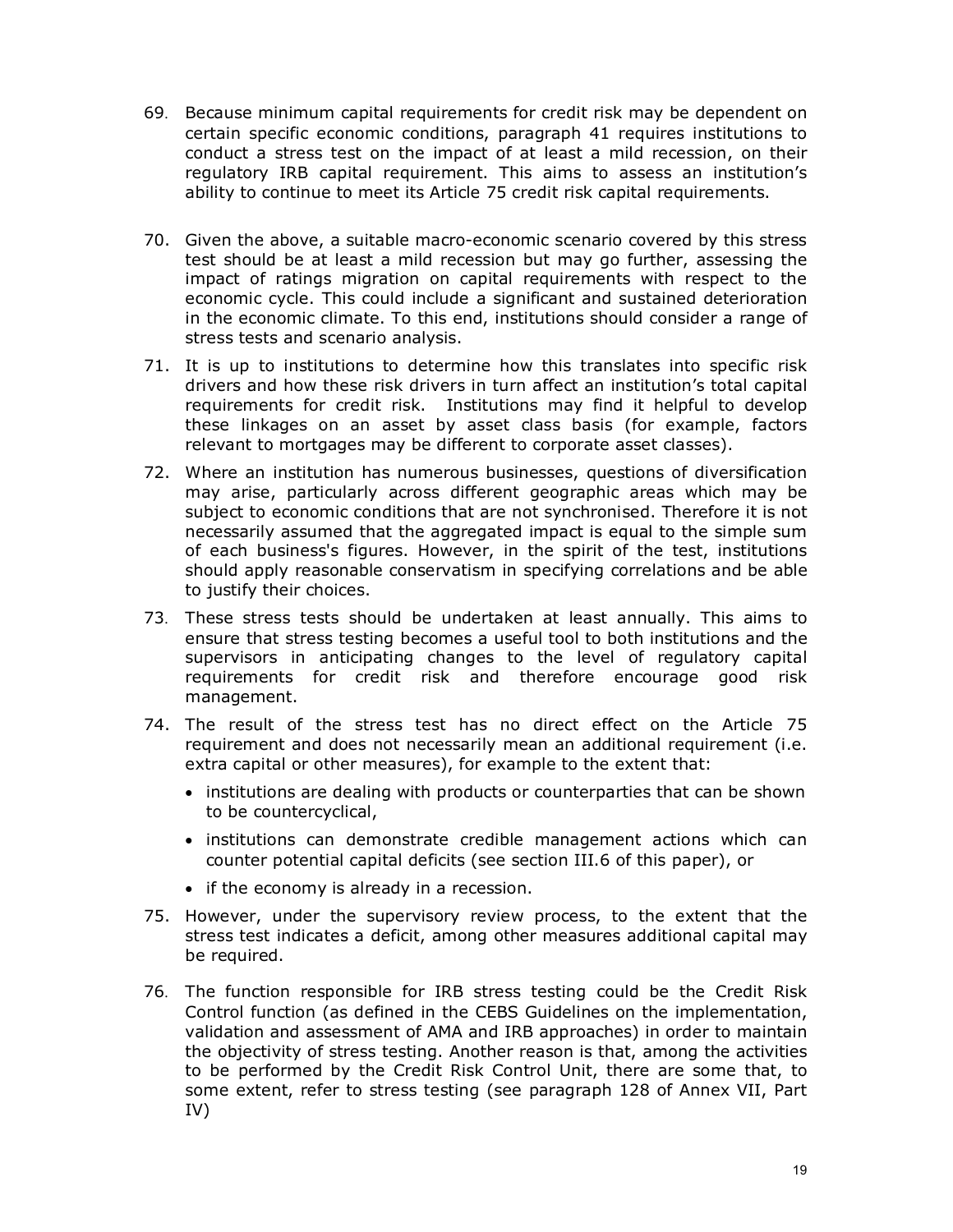69. Because minimum capital requirements for credit risk may be dependent on certain specific economic conditions, paragraph 41 requires institutions to conduct a stress test on the impact of at least a mild recession, on their regulatory IRB capital requirement. This aims to assess an institution's ability to continue to meet its Article 75 credit risk capital requirements.

70. Given the above, a suitable macro-economic scenario covered by this stress test should be at least a mild recession but may go further, assessing the impact of ratings migration on capital requirements with respect to the economic cycle. This could include a significant and sustained deterioration in the economic climate. To this end, institutions should consider a range of stress tests and scenario analysis.

71. It is up to institutions to determine how this translates into specific risk drivers and how these risk drivers in turn affect an institution's total capital requirements for credit risk. Institutions may find it helpful to develop these linkages on an asset by asset class basis (for example, factors relevant to mortgages may be different to corporate asset classes).

72. Where an institution has numerous businesses, questions of diversification may arise, particularly across different geographic areas which may be subject to economic conditions that are not synchronised. Therefore it is not necessarily assumed that the aggregated impact is equal to the simple sum of each business's figures. However, in the spirit of the test, institutions should apply reasonable conservatism in specifying correlations and be able to justify their choices.

73. These stress tests should be undertaken at least annually. This aims to ensure that stress testing becomes a useful tool to both institutions and the supervisors in anticipating changes to the level of regulatory capital requirements for credit risk and therefore encourage good risk management.

74. The result of the stress test has no direct effect on the Article 75 requirement and does not necessarily mean an additional requirement (i.e. extra capital or other measures), for example to the extent that:
    - institutions are dealing with products or counterparties that can be shown to be countercyclical,
    - institutions can demonstrate credible management actions which can counter potential capital deficits (see section III.6 of this paper), or
    - if the economy is already in a recession.

75. However, under the supervisory review process, to the extent that the stress test indicates a deficit, among other measures additional capital may be required.

76. The function responsible for IRB stress testing could be the Credit Risk Control function (as defined in the CEBS Guidelines on the implementation, validation and assessment of AMA and IRB approaches) in order to maintain the objectivity of stress testing. Another reason is that, among the activities to be performed by the Credit Risk Control Unit, there are some that, to some extent, refer to stress testing (see paragraph 128 of Annex VII, Part IV)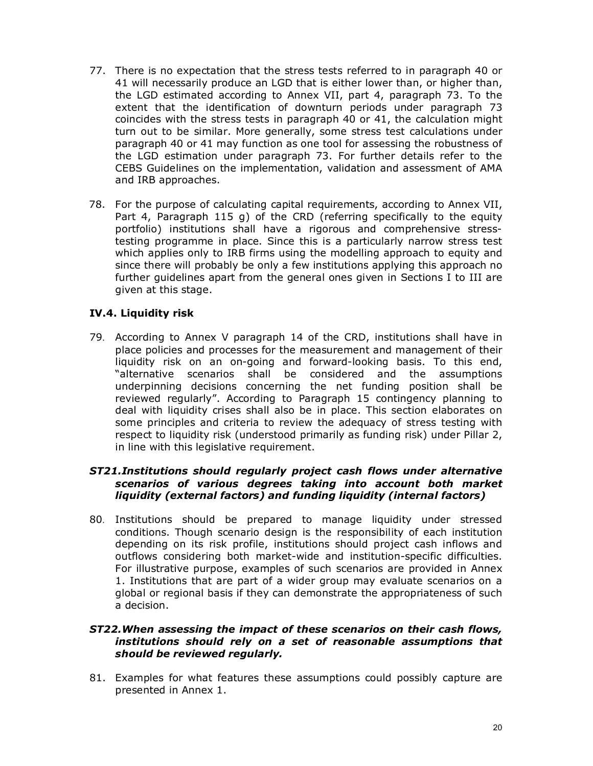77. There is no expectation that the stress tests referred to in paragraph 40 or 41 will necessarily produce an LGD that is either lower than, or higher than, the LGD estimated according to Annex VII, part 4, paragraph 73. To the extent that the identification of downturn periods under paragraph 73 coincides with the stress tests in paragraph 40 or 41, the calculation might turn out to be similar. More generally, some stress test calculations under paragraph 40 or 41 may function as one tool for assessing the robustness of the LGD estimation under paragraph 73. For further details refer to the CEBS Guidelines on the implementation, validation and assessment of AMA and IRB approaches.

78. For the purpose of calculating capital requirements, according to Annex VII, Part 4, Paragraph 115 g) of the CRD (referring specifically to the equity portfolio) institutions shall have a rigorous and comprehensive stress-testing programme in place. Since this is a particularly narrow stress test which applies only to IRB firms using the modelling approach to equity and since there will probably be only a few institutions applying this approach no further guidelines apart from the general ones given in Sections I to III are given at this stage.

### IV.4. Liquidity risk

79. According to Annex V paragraph 14 of the CRD, institutions shall have in place policies and processes for the measurement and management of their liquidity risk on an on-going and forward-looking basis. To this end, "alternative scenarios shall be considered and the assumptions underpinning decisions concerning the net funding position shall be reviewed regularly". According to Paragraph 15 contingency planning to deal with liquidity crises shall also be in place. This section elaborates on some principles and criteria to review the adequacy of stress testing with respect to liquidity risk (understood primarily as funding risk) under Pillar 2, in line with this legislative requirement.

#### *ST21. Institutions should regularly project cash flows under alternative scenarios of various degrees taking into account both market liquidity (external factors) and funding liquidity (internal factors)*

80. Institutions should be prepared to manage liquidity under stressed conditions. Though scenario design is the responsibility of each institution depending on its risk profile, institutions should project cash inflows and outflows considering both market-wide and institution-specific difficulties. For illustrative purpose, examples of such scenarios are provided in Annex 1. Institutions that are part of a wider group may evaluate scenarios on a global or regional basis if they can demonstrate the appropriateness of such a decision.

#### *ST22. When assessing the impact of these scenarios on their cash flows, institutions should rely on a set of reasonable assumptions that should be reviewed regularly.*

81. Examples for what features these assumptions could possibly capture are presented in Annex 1.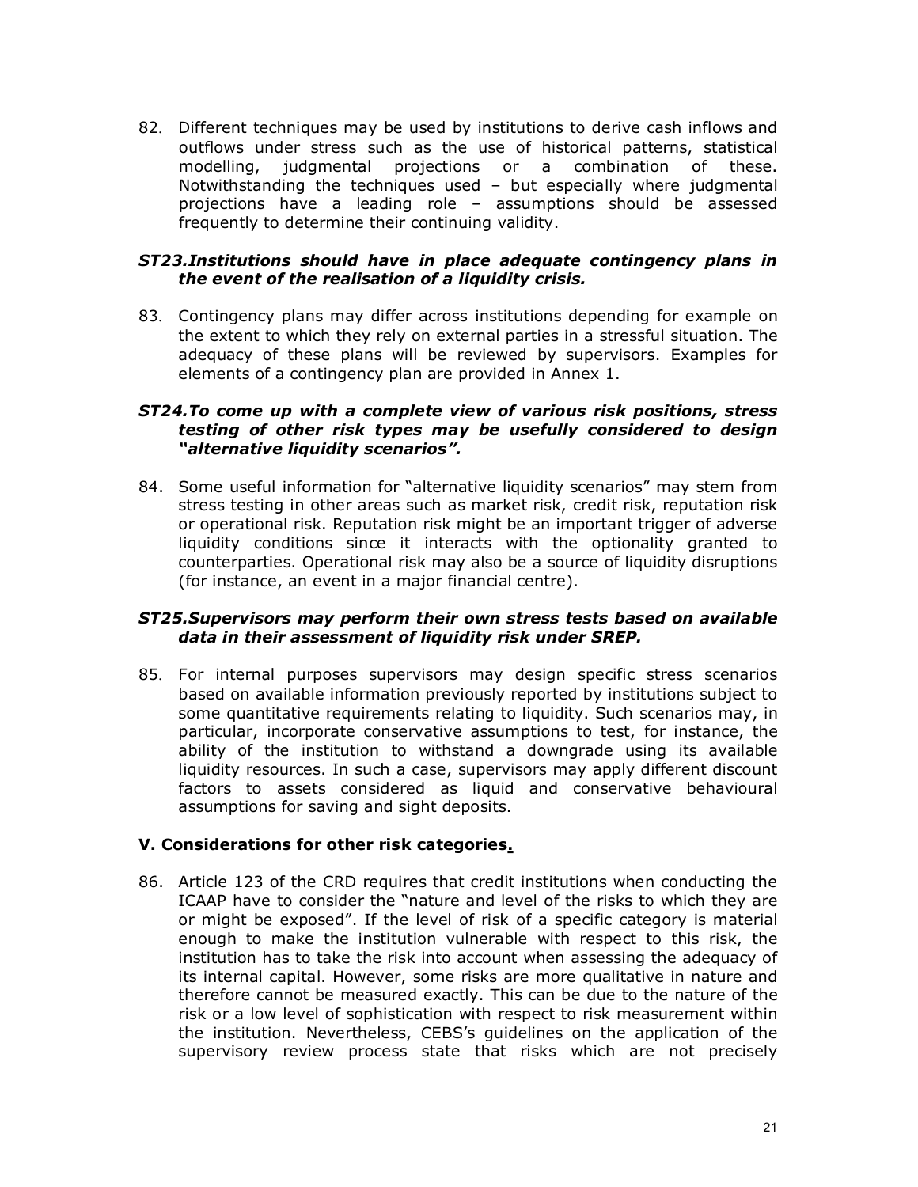82. Different techniques may be used by institutions to derive cash inflows and outflows under stress such as the use of historical patterns, statistical modelling, judgmental projections or a combination of these. Notwithstanding the techniques used – but especially where judgmental projections have a leading role – assumptions should be assessed frequently to determine their continuing validity.

***ST23. Institutions should have in place adequate contingency plans in the event of the realisation of a liquidity crisis.***

83. Contingency plans may differ across institutions depending for example on the extent to which they rely on external parties in a stressful situation. The adequacy of these plans will be reviewed by supervisors. Examples for elements of a contingency plan are provided in Annex 1.

***ST24. To come up with a complete view of various risk positions, stress testing of other risk types may be usefully considered to design "alternative liquidity scenarios".***

84. Some useful information for "alternative liquidity scenarios" may stem from stress testing in other areas such as market risk, credit risk, reputation risk or operational risk. Reputation risk might be an important trigger of adverse liquidity conditions since it interacts with the optionality granted to counterparties. Operational risk may also be a source of liquidity disruptions (for instance, an event in a major financial centre).

***ST25. Supervisors may perform their own stress tests based on available data in their assessment of liquidity risk under SREP.***

85. For internal purposes supervisors may design specific stress scenarios based on available information previously reported by institutions subject to some quantitative requirements relating to liquidity. Such scenarios may, in particular, incorporate conservative assumptions to test, for instance, the ability of the institution to withstand a downgrade using its available liquidity resources. In such a case, supervisors may apply different discount factors to assets considered as liquid and conservative behavioural assumptions for saving and sight deposits.

## V. Considerations for other risk categories.

86. Article 123 of the CRD requires that credit institutions when conducting the ICAAP have to consider the "nature and level of the risks to which they are or might be exposed". If the level of risk of a specific category is material enough to make the institution vulnerable with respect to this risk, the institution has to take the risk into account when assessing the adequacy of its internal capital. However, some risks are more qualitative in nature and therefore cannot be measured exactly. This can be due to the nature of the risk or a low level of sophistication with respect to risk measurement within the institution. Nevertheless, CEBS's guidelines on the application of the supervisory review process state that risks which are not precisely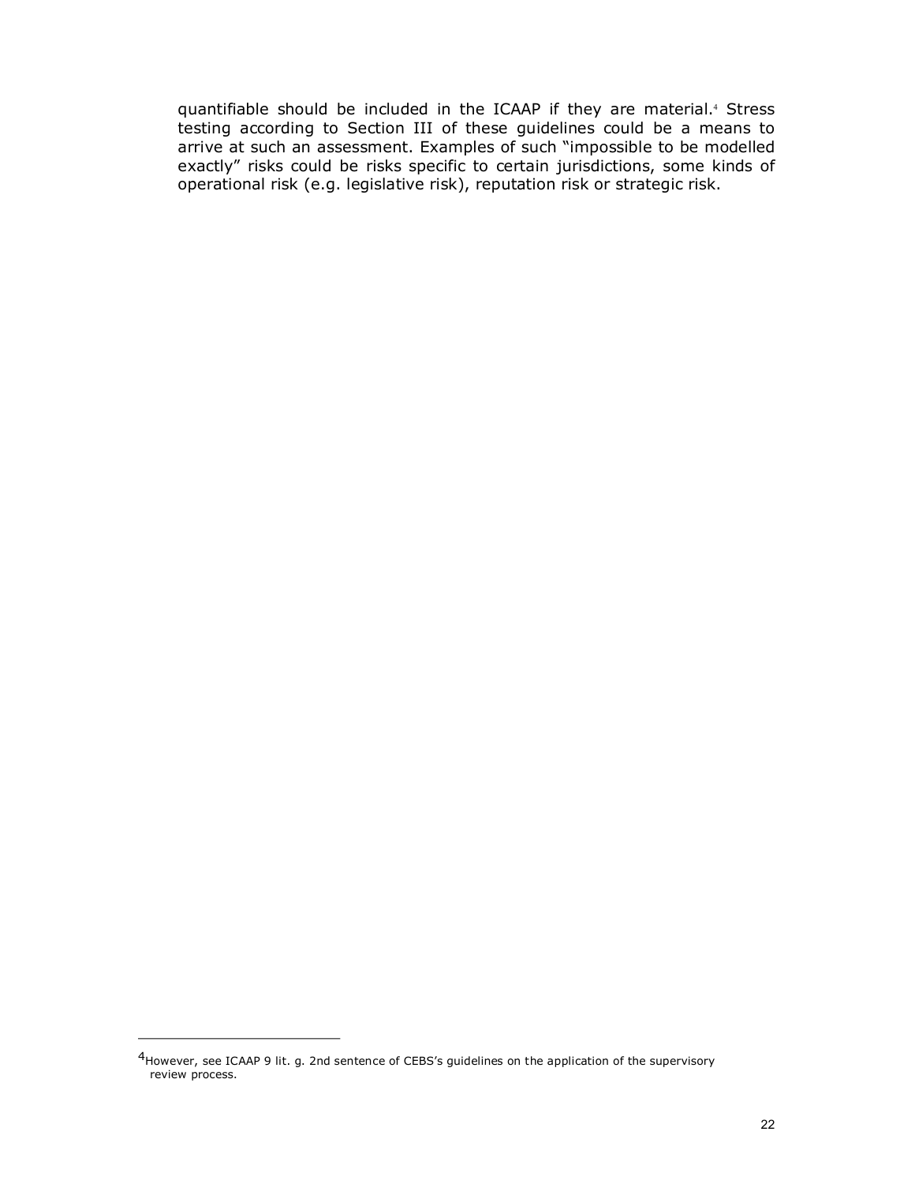quantifiable should be included in the ICAAP if they are material.[4] Stress testing according to Section III of these guidelines could be a means to arrive at such an assessment. Examples of such "impossible to be modelled exactly" risks could be risks specific to certain jurisdictions, some kinds of operational risk (e.g. legislative risk), reputation risk or strategic risk.

---

[4] However, see ICAAP 9 lit. g. 2nd sentence of CEBS's guidelines on the application of the supervisory review process.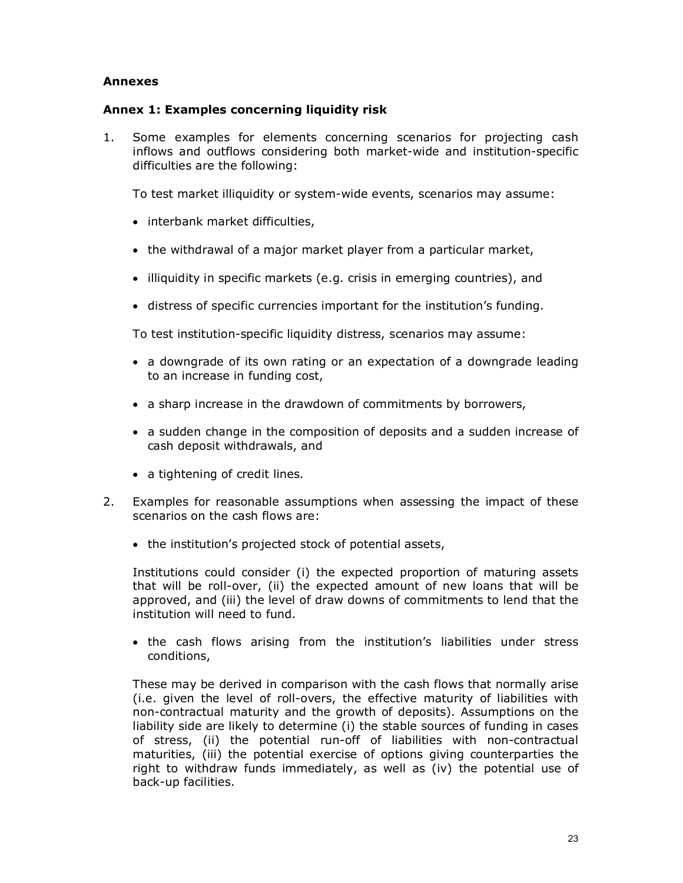## Annexes

## Annex 1: Examples concerning liquidity risk

1. Some examples for elements concerning scenarios for projecting cash inflows and outflows considering both market-wide and institution-specific difficulties are the following:

   To test market illiquidity or system-wide events, scenarios may assume:

   - interbank market difficulties,
   - the withdrawal of a major market player from a particular market,
   - illiquidity in specific markets (e.g. crisis in emerging countries), and
   - distress of specific currencies important for the institution's funding.

   To test institution-specific liquidity distress, scenarios may assume:

   - a downgrade of its own rating or an expectation of a downgrade leading to an increase in funding cost,
   - a sharp increase in the drawdown of commitments by borrowers,
   - a sudden change in the composition of deposits and a sudden increase of cash deposit withdrawals, and
   - a tightening of credit lines.

2. Examples for reasonable assumptions when assessing the impact of these scenarios on the cash flows are:

   - the institution's projected stock of potential assets,

   Institutions could consider (i) the expected proportion of maturing assets that will be roll-over, (ii) the expected amount of new loans that will be approved, and (iii) the level of draw downs of commitments to lend that the institution will need to fund.

   - the cash flows arising from the institution's liabilities under stress conditions,

   These may be derived in comparison with the cash flows that normally arise (i.e. given the level of roll-overs, the effective maturity of liabilities with non-contractual maturity and the growth of deposits). Assumptions on the liability side are likely to determine (i) the stable sources of funding in cases of stress, (ii) the potential run-off of liabilities with non-contractual maturities, (iii) the potential exercise of options giving counterparties the right to withdraw funds immediately, as well as (iv) the potential use of back-up facilities.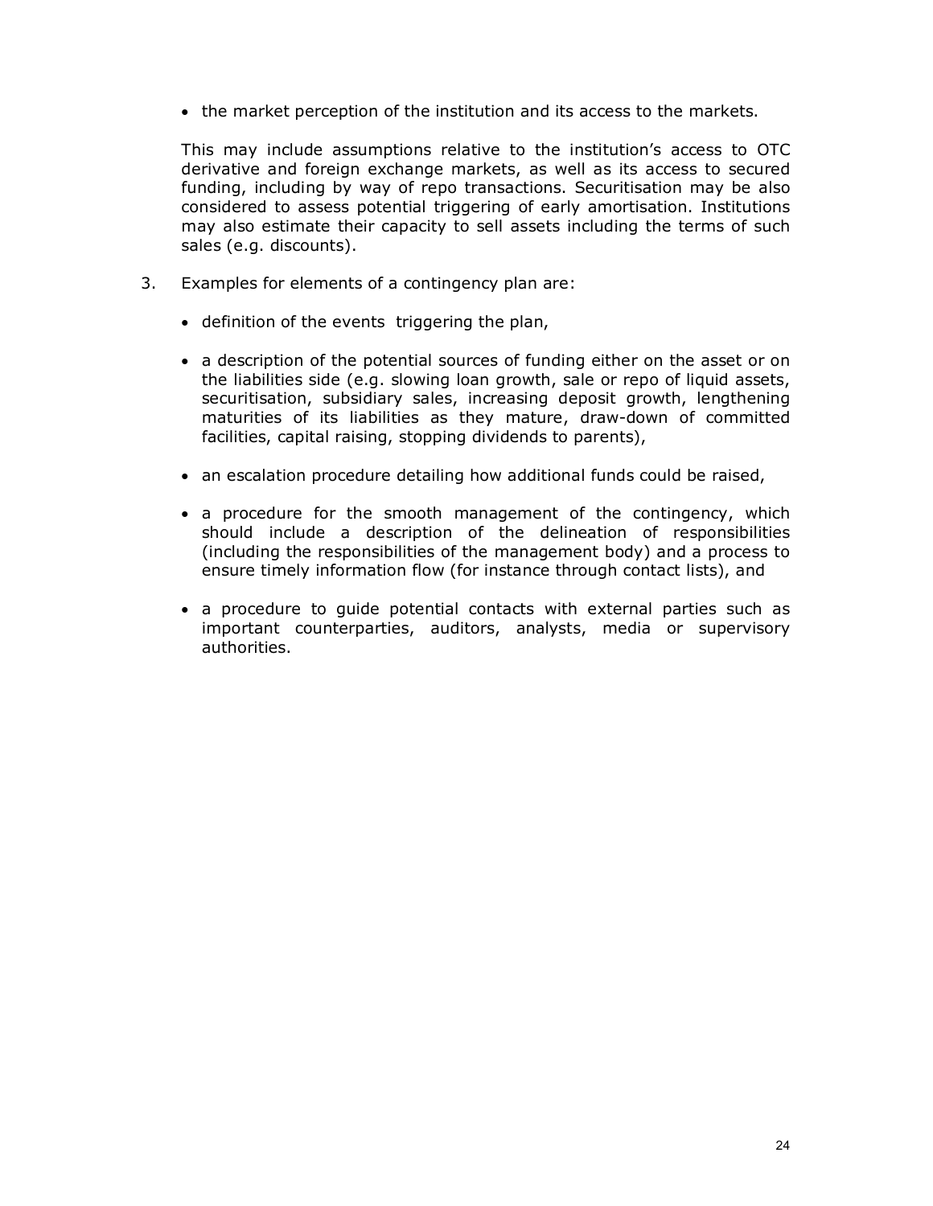- the market perception of the institution and its access to the markets.

This may include assumptions relative to the institution's access to OTC derivative and foreign exchange markets, as well as its access to secured funding, including by way of repo transactions. Securitisation may be also considered to assess potential triggering of early amortisation. Institutions may also estimate their capacity to sell assets including the terms of such sales (e.g. discounts).

3. Examples for elements of a contingency plan are:

   - definition of the events triggering the plan,

   - a description of the potential sources of funding either on the asset or on the liabilities side (e.g. slowing loan growth, sale or repo of liquid assets, securitisation, subsidiary sales, increasing deposit growth, lengthening maturities of its liabilities as they mature, draw-down of committed facilities, capital raising, stopping dividends to parents),

   - an escalation procedure detailing how additional funds could be raised,

   - a procedure for the smooth management of the contingency, which should include a description of the delineation of responsibilities (including the responsibilities of the management body) and a process to ensure timely information flow (for instance through contact lists), and

   - a procedure to guide potential contacts with external parties such as important counterparties, auditors, analysts, media or supervisory authorities.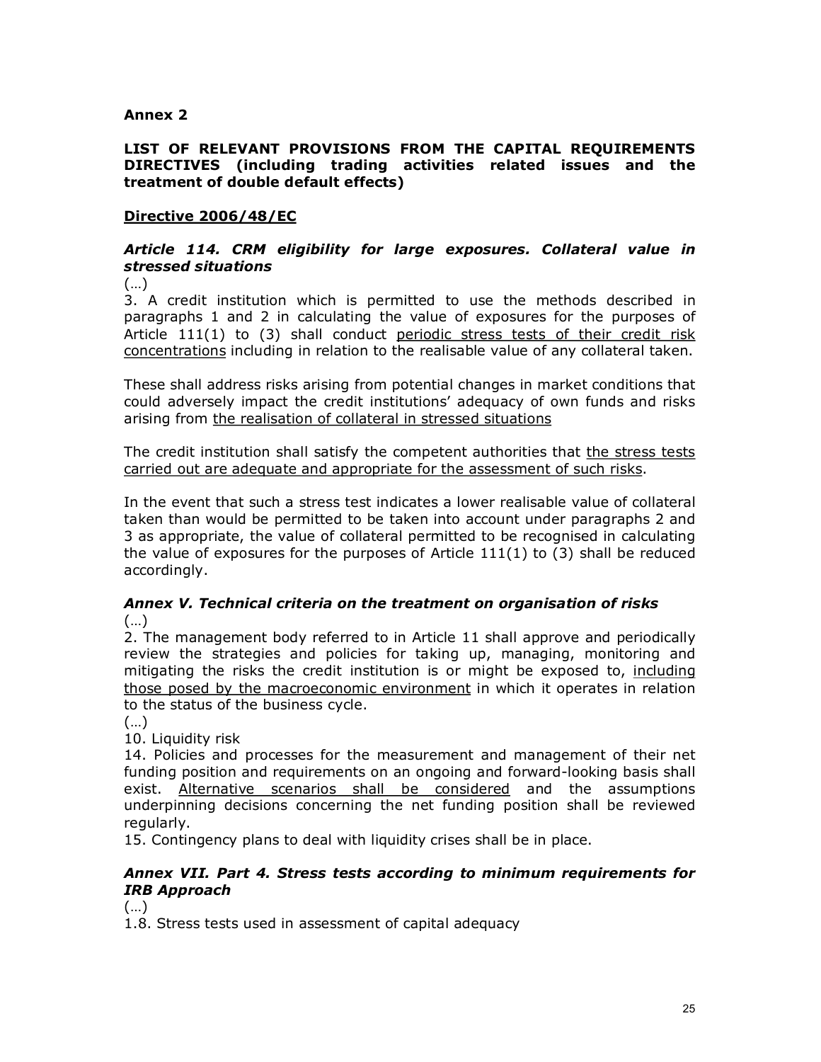**Annex 2**

**LIST OF RELEVANT PROVISIONS FROM THE CAPITAL REQUIREMENTS DIRECTIVES (including trading activities related issues and the treatment of double default effects)**

**<u>Directive 2006/48/EC</u>**

***Article 114. CRM eligibility for large exposures. Collateral value in stressed situations***

(…)

3. A credit institution which is permitted to use the methods described in paragraphs 1 and 2 in calculating the value of exposures for the purposes of Article 111(1) to (3) shall conduct <u>periodic stress tests of their credit risk concentrations</u> including in relation to the realisable value of any collateral taken.

These shall address risks arising from potential changes in market conditions that could adversely impact the credit institutions' adequacy of own funds and risks arising from <u>the realisation of collateral in stressed situations</u>

The credit institution shall satisfy the competent authorities that <u>the stress tests carried out are adequate and appropriate for the assessment of such risks</u>.

In the event that such a stress test indicates a lower realisable value of collateral taken than would be permitted to be taken into account under paragraphs 2 and 3 as appropriate, the value of collateral permitted to be recognised in calculating the value of exposures for the purposes of Article 111(1) to (3) shall be reduced accordingly.

***Annex V. Technical criteria on the treatment on organisation of risks***

(…)

2. The management body referred to in Article 11 shall approve and periodically review the strategies and policies for taking up, managing, monitoring and mitigating the risks the credit institution is or might be exposed to, <u>including those posed by the macroeconomic environment</u> in which it operates in relation to the status of the business cycle.

(…)

10. Liquidity risk

14. Policies and processes for the measurement and management of their net funding position and requirements on an ongoing and forward-looking basis shall exist. <u>Alternative scenarios shall be considered</u> and the assumptions underpinning decisions concerning the net funding position shall be reviewed regularly.

15. Contingency plans to deal with liquidity crises shall be in place.

***Annex VII. Part 4. Stress tests according to minimum requirements for IRB Approach***

(…)

1.8. Stress tests used in assessment of capital adequacy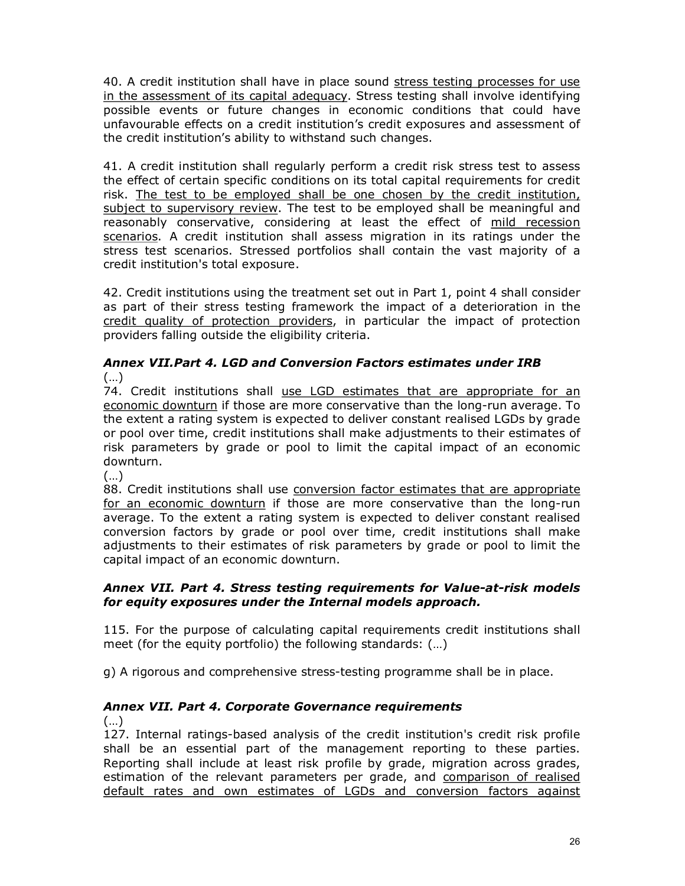40. A credit institution shall have in place sound <u>stress testing processes for use in the assessment of its capital adequacy</u>. Stress testing shall involve identifying possible events or future changes in economic conditions that could have unfavourable effects on a credit institution's credit exposures and assessment of the credit institution's ability to withstand such changes.

41. A credit institution shall regularly perform a credit risk stress test to assess the effect of certain specific conditions on its total capital requirements for credit risk. <u>The test to be employed shall be one chosen by the credit institution, subject to supervisory review</u>. The test to be employed shall be meaningful and reasonably conservative, considering at least the effect of <u>mild recession scenarios</u>. A credit institution shall assess migration in its ratings under the stress test scenarios. Stressed portfolios shall contain the vast majority of a credit institution's total exposure.

42. Credit institutions using the treatment set out in Part 1, point 4 shall consider as part of their stress testing framework the impact of a deterioration in the <u>credit quality of protection providers</u>, in particular the impact of protection providers falling outside the eligibility criteria.

### *Annex VII.Part 4. LGD and Conversion Factors estimates under IRB*

(…)

74. Credit institutions shall <u>use LGD estimates that are appropriate for an economic downturn</u> if those are more conservative than the long-run average. To the extent a rating system is expected to deliver constant realised LGDs by grade or pool over time, credit institutions shall make adjustments to their estimates of risk parameters by grade or pool to limit the capital impact of an economic downturn.

(…)

88. Credit institutions shall use <u>conversion factor estimates that are appropriate for an economic downturn</u> if those are more conservative than the long-run average. To the extent a rating system is expected to deliver constant realised conversion factors by grade or pool over time, credit institutions shall make adjustments to their estimates of risk parameters by grade or pool to limit the capital impact of an economic downturn.

### *Annex VII. Part 4. Stress testing requirements for Value-at-risk models for equity exposures under the Internal models approach.*

115. For the purpose of calculating capital requirements credit institutions shall meet (for the equity portfolio) the following standards: (…)

g) A rigorous and comprehensive stress-testing programme shall be in place.

### *Annex VII. Part 4. Corporate Governance requirements*

(…)

127. Internal ratings-based analysis of the credit institution's credit risk profile shall be an essential part of the management reporting to these parties. Reporting shall include at least risk profile by grade, migration across grades, estimation of the relevant parameters per grade, and <u>comparison of realised default rates and own estimates of LGDs and conversion factors against</u>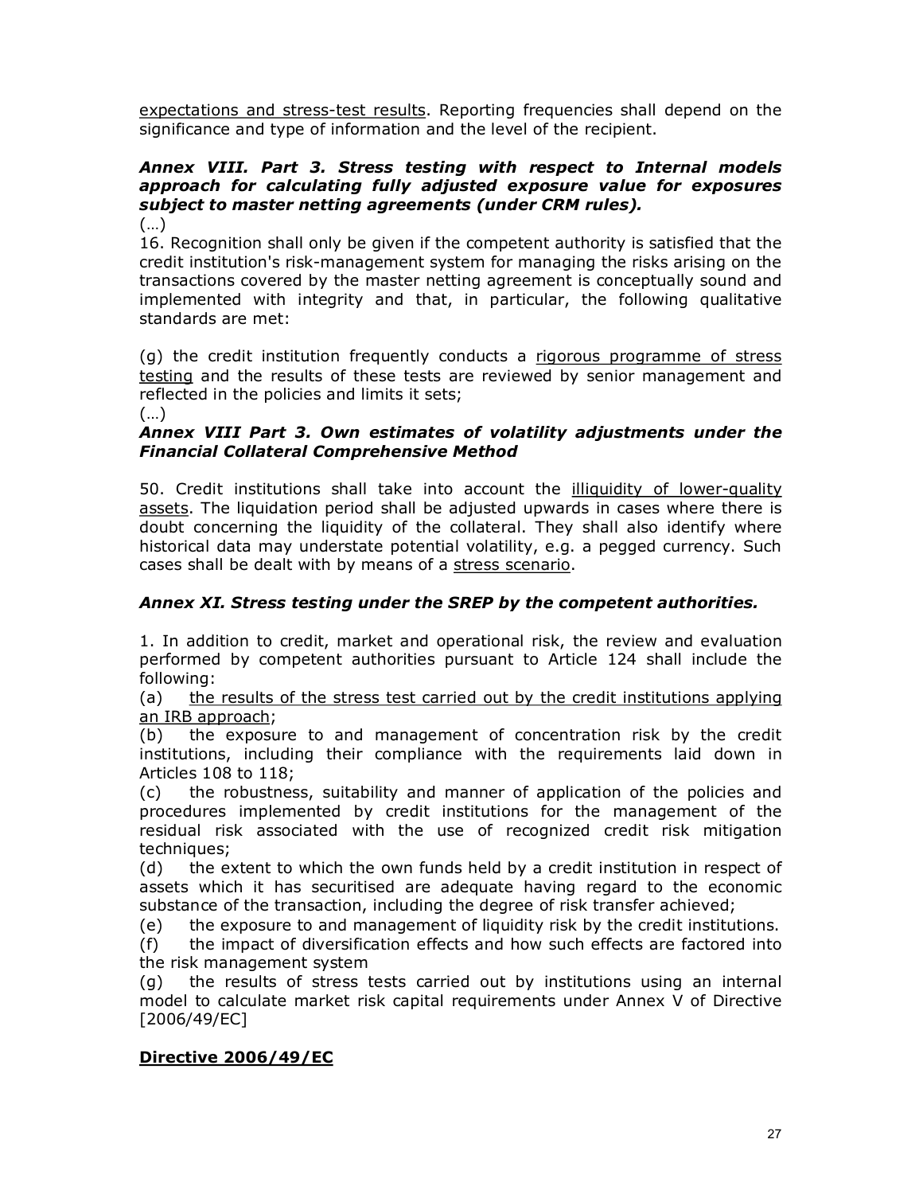<u>expectations and stress-test results</u>. Reporting frequencies shall depend on the significance and type of information and the level of the recipient.

***Annex VIII. Part 3. Stress testing with respect to Internal models approach for calculating fully adjusted exposure value for exposures subject to master netting agreements (under CRM rules).***

(…)

16. Recognition shall only be given if the competent authority is satisfied that the credit institution's risk-management system for managing the risks arising on the transactions covered by the master netting agreement is conceptually sound and implemented with integrity and that, in particular, the following qualitative standards are met:

(g) the credit institution frequently conducts a <u>rigorous programme of stress testing</u> and the results of these tests are reviewed by senior management and reflected in the policies and limits it sets;

(…)

***Annex VIII Part 3. Own estimates of volatility adjustments under the Financial Collateral Comprehensive Method***

50. Credit institutions shall take into account the <u>illiquidity of lower-quality assets</u>. The liquidation period shall be adjusted upwards in cases where there is doubt concerning the liquidity of the collateral. They shall also identify where historical data may understate potential volatility, e.g. a pegged currency. Such cases shall be dealt with by means of a <u>stress scenario</u>.

***Annex XI. Stress testing under the SREP by the competent authorities.***

1. In addition to credit, market and operational risk, the review and evaluation performed by competent authorities pursuant to Article 124 shall include the following:

(a) <u>the results of the stress test carried out by the credit institutions applying an IRB approach</u>;

(b) the exposure to and management of concentration risk by the credit institutions, including their compliance with the requirements laid down in Articles 108 to 118;

(c) the robustness, suitability and manner of application of the policies and procedures implemented by credit institutions for the management of the residual risk associated with the use of recognized credit risk mitigation techniques;

(d) the extent to which the own funds held by a credit institution in respect of assets which it has securitised are adequate having regard to the economic substance of the transaction, including the degree of risk transfer achieved;

(e) the exposure to and management of liquidity risk by the credit institutions.

(f) the impact of diversification effects and how such effects are factored into the risk management system

(g) the results of stress tests carried out by institutions using an internal model to calculate market risk capital requirements under Annex V of Directive [2006/49/EC]

## <u>**Directive 2006/49/EC**</u>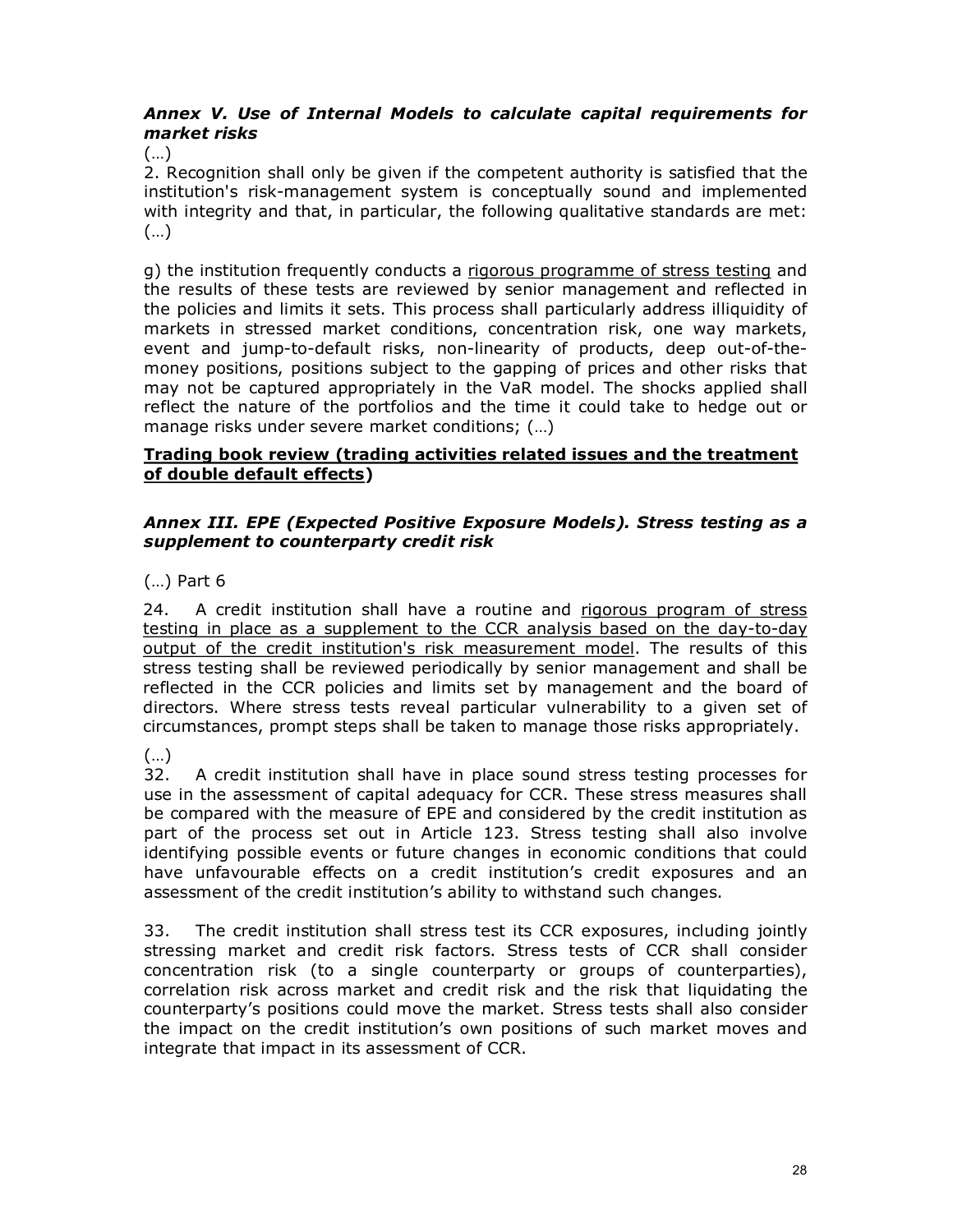***Annex V. Use of Internal Models to calculate capital requirements for market risks***

(…)

2. Recognition shall only be given if the competent authority is satisfied that the institution's risk-management system is conceptually sound and implemented with integrity and that, in particular, the following qualitative standards are met: (…)

g) the institution frequently conducts a <u>rigorous programme of stress testing</u> and the results of these tests are reviewed by senior management and reflected in the policies and limits it sets. This process shall particularly address illiquidity of markets in stressed market conditions, concentration risk, one way markets, event and jump-to-default risks, non-linearity of products, deep out-of-the-money positions, positions subject to the gapping of prices and other risks that may not be captured appropriately in the VaR model. The shocks applied shall reflect the nature of the portfolios and the time it could take to hedge out or manage risks under severe market conditions; (…)

**<u>Trading book review (trading activities related issues and the treatment of double default effects</u>)**

***Annex III. EPE (Expected Positive Exposure Models). Stress testing as a supplement to counterparty credit risk***

(…) Part 6

24. A credit institution shall have a routine and <u>rigorous program of stress testing in place as a supplement to the CCR analysis based on the day-to-day output of the credit institution's risk measurement model</u>. The results of this stress testing shall be reviewed periodically by senior management and shall be reflected in the CCR policies and limits set by management and the board of directors. Where stress tests reveal particular vulnerability to a given set of circumstances, prompt steps shall be taken to manage those risks appropriately.

(…)

32. A credit institution shall have in place sound stress testing processes for use in the assessment of capital adequacy for CCR. These stress measures shall be compared with the measure of EPE and considered by the credit institution as part of the process set out in Article 123. Stress testing shall also involve identifying possible events or future changes in economic conditions that could have unfavourable effects on a credit institution's credit exposures and an assessment of the credit institution's ability to withstand such changes.

33. The credit institution shall stress test its CCR exposures, including jointly stressing market and credit risk factors. Stress tests of CCR shall consider concentration risk (to a single counterparty or groups of counterparties), correlation risk across market and credit risk and the risk that liquidating the counterparty's positions could move the market. Stress tests shall also consider the impact on the credit institution's own positions of such market moves and integrate that impact in its assessment of CCR.